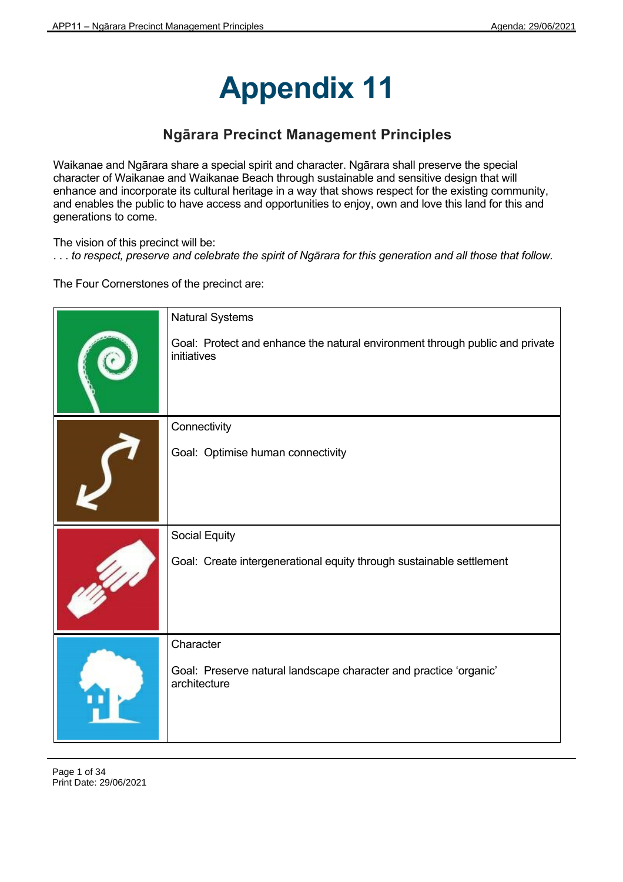# Appendix 11

## Ngārara Precinct Management Principles

Waikanae and Ngārara share a special spirit and character. Ngārara shall preserve the special character of Waikanae and Waikanae Beach through sustainable and sensitive design that will enhance and incorporate its cultural heritage in a way that shows respect for the existing community, and enables the public to have access and opportunities to enjoy, own and love this land for this and generations to come.

The vision of this precinct will be:
. . . *to respect, preserve and celebrate the spirit of Ngārara for this generation and all those that follow.*

The Four Cornerstones of the precinct are:

| | |
|---|---|
| | Natural Systems<br><br>Goal: Protect and enhance the natural environment through public and private initiatives |
| | Connectivity<br><br>Goal: Optimise human connectivity |
| | Social Equity<br><br>Goal: Create intergenerational equity through sustainable settlement |
| | Character<br><br>Goal: Preserve natural landscape character and practice 'organic' architecture |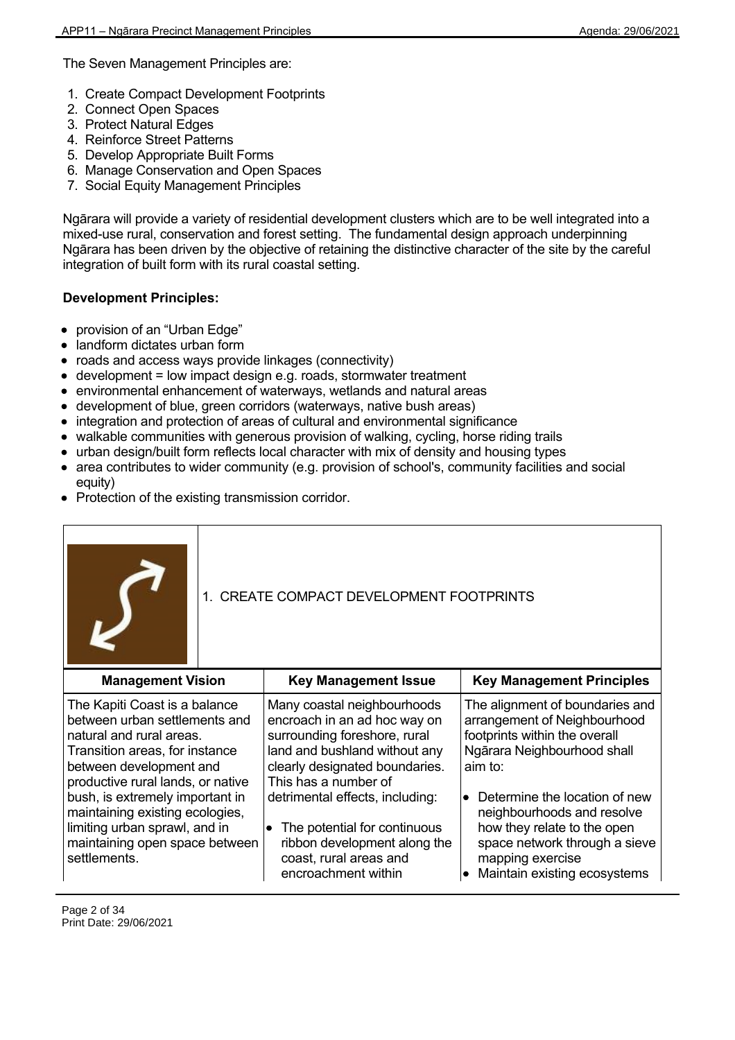The Seven Management Principles are:

1. Create Compact Development Footprints
2. Connect Open Spaces
3. Protect Natural Edges
4. Reinforce Street Patterns
5. Develop Appropriate Built Forms
6. Manage Conservation and Open Spaces
7. Social Equity Management Principles

Ngārara will provide a variety of residential development clusters which are to be well integrated into a mixed-use rural, conservation and forest setting. The fundamental design approach underpinning Ngārara has been driven by the objective of retaining the distinctive character of the site by the careful integration of built form with its rural coastal setting.

**Development Principles:**

- provision of an "Urban Edge"
- landform dictates urban form
- roads and access ways provide linkages (connectivity)
- development = low impact design e.g. roads, stormwater treatment
- environmental enhancement of waterways, wetlands and natural areas
- development of blue, green corridors (waterways, native bush areas)
- integration and protection of areas of cultural and environmental significance
- walkable communities with generous provision of walking, cycling, horse riding trails
- urban design/built form reflects local character with mix of density and housing types
- area contributes to wider community (e.g. provision of school's, community facilities and social equity)
- Protection of the existing transmission corridor.

## 1. CREATE COMPACT DEVELOPMENT FOOTPRINTS

| Management Vision | Key Management Issue | Key Management Principles |
|---|---|---|
| The Kapiti Coast is a balance between urban settlements and natural and rural areas. Transition areas, for instance between development and productive rural lands, or native bush, is extremely important in maintaining existing ecologies, limiting urban sprawl, and in maintaining open space between settlements. | Many coastal neighbourhoods encroach in an ad hoc way on surrounding foreshore, rural land and bushland without any clearly designated boundaries. This has a number of detrimental effects, including:<br><br>• The potential for continuous ribbon development along the coast, rural areas and encroachment within | The alignment of boundaries and arrangement of Neighbourhood footprints within the overall Ngārara Neighbourhood shall aim to:<br><br>• Determine the location of new neighbourhoods and resolve how they relate to the open space network through a sieve mapping exercise<br>• Maintain existing ecosystems |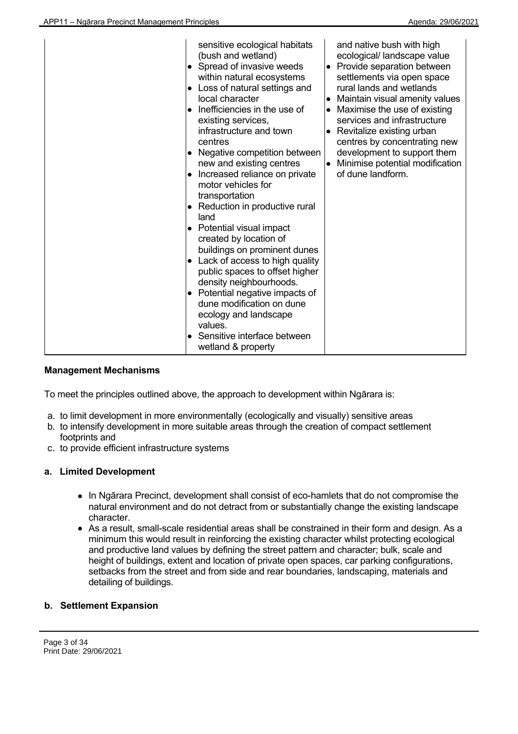| | | |
|---|---|---|
| | • sensitive ecological habitats (bush and wetland)<br>• Spread of invasive weeds within natural ecosystems<br>• Loss of natural settings and local character<br>• Inefficiencies in the use of existing services, infrastructure and town centres<br>• Negative competition between new and existing centres<br>• Increased reliance on private motor vehicles for transportation<br>• Reduction in productive rural land<br>• Potential visual impact created by location of buildings on prominent dunes<br>• Lack of access to high quality public spaces to offset higher density neighbourhoods.<br>• Potential negative impacts of dune modification on dune ecology and landscape values.<br>• Sensitive interface between wetland & property | and native bush with high ecological/ landscape value<br>• Provide separation between settlements via open space rural lands and wetlands<br>• Maintain visual amenity values<br>• Maximise the use of existing services and infrastructure<br>• Revitalize existing urban centres by concentrating new development to support them<br>• Minimise potential modification of dune landform. |

**Management Mechanisms**

To meet the principles outlined above, the approach to development within Ngārara is:

a. to limit development in more environmentally (ecologically and visually) sensitive areas
b. to intensify development in more suitable areas through the creation of compact settlement footprints and
c. to provide efficient infrastructure systems

**a. Limited Development**

- In Ngārara Precinct, development shall consist of eco-hamlets that do not compromise the natural environment and do not detract from or substantially change the existing landscape character.
- As a result, small-scale residential areas shall be constrained in their form and design. As a minimum this would result in reinforcing the existing character whilst protecting ecological and productive land values by defining the street pattern and character; bulk, scale and height of buildings, extent and location of private open spaces, car parking configurations, setbacks from the street and from side and rear boundaries, landscaping, materials and detailing of buildings.

**b. Settlement Expansion**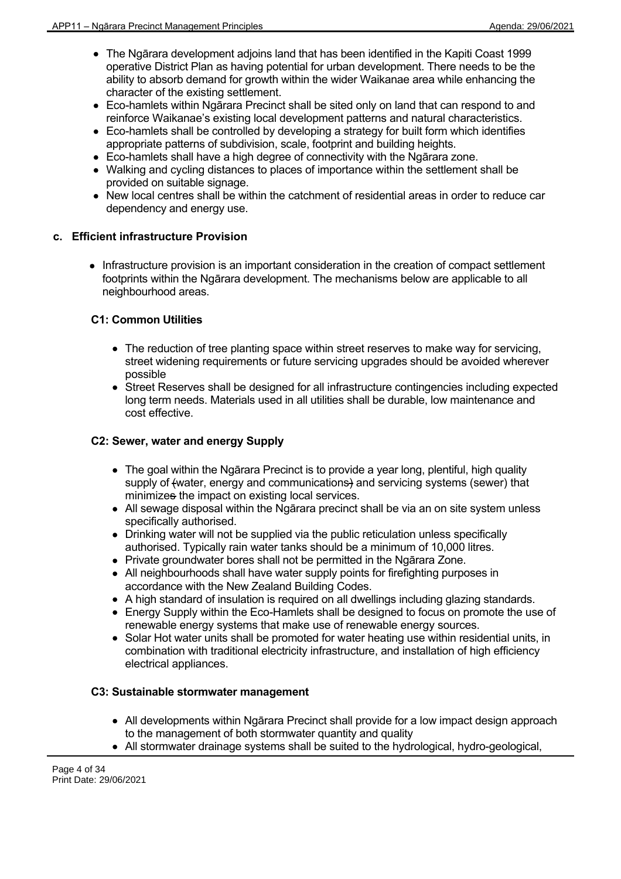- The Ngārara development adjoins land that has been identified in the Kapiti Coast 1999 operative District Plan as having potential for urban development. There needs to be the ability to absorb demand for growth within the wider Waikanae area while enhancing the character of the existing settlement.
- Eco-hamlets within Ngārara Precinct shall be sited only on land that can respond to and reinforce Waikanae's existing local development patterns and natural characteristics.
- Eco-hamlets shall be controlled by developing a strategy for built form which identifies appropriate patterns of subdivision, scale, footprint and building heights.
- Eco-hamlets shall have a high degree of connectivity with the Ngārara zone.
- Walking and cycling distances to places of importance within the settlement shall be provided on suitable signage.
- New local centres shall be within the catchment of residential areas in order to reduce car dependency and energy use.

## c. Efficient infrastructure Provision

- Infrastructure provision is an important consideration in the creation of compact settlement footprints within the Ngārara development. The mechanisms below are applicable to all neighbourhood areas.

### C1: Common Utilities

- The reduction of tree planting space within street reserves to make way for servicing, street widening requirements or future servicing upgrades should be avoided wherever possible
- Street Reserves shall be designed for all infrastructure contingencies including expected long term needs. Materials used in all utilities shall be durable, low maintenance and cost effective.

### C2: Sewer, water and energy Supply

- The goal within the Ngārara Precinct is to provide a year long, plentiful, high quality supply of ~~(~~water, energy and communications~~)~~ and servicing systems (sewer) that minimize~~s~~ the impact on existing local services.
- All sewage disposal within the Ngārara precinct shall be via an on site system unless specifically authorised.
- Drinking water will not be supplied via the public reticulation unless specifically authorised. Typically rain water tanks should be a minimum of 10,000 litres.
- Private groundwater bores shall not be permitted in the Ngārara Zone.
- All neighbourhoods shall have water supply points for firefighting purposes in accordance with the New Zealand Building Codes.
- A high standard of insulation is required on all dwellings including glazing standards.
- Energy Supply within the Eco-Hamlets shall be designed to focus on promote the use of renewable energy systems that make use of renewable energy sources.
- Solar Hot water units shall be promoted for water heating use within residential units, in combination with traditional electricity infrastructure, and installation of high efficiency electrical appliances.

### C3: Sustainable stormwater management

- All developments within Ngārara Precinct shall provide for a low impact design approach to the management of both stormwater quantity and quality
- All stormwater drainage systems shall be suited to the hydrological, hydro-geological,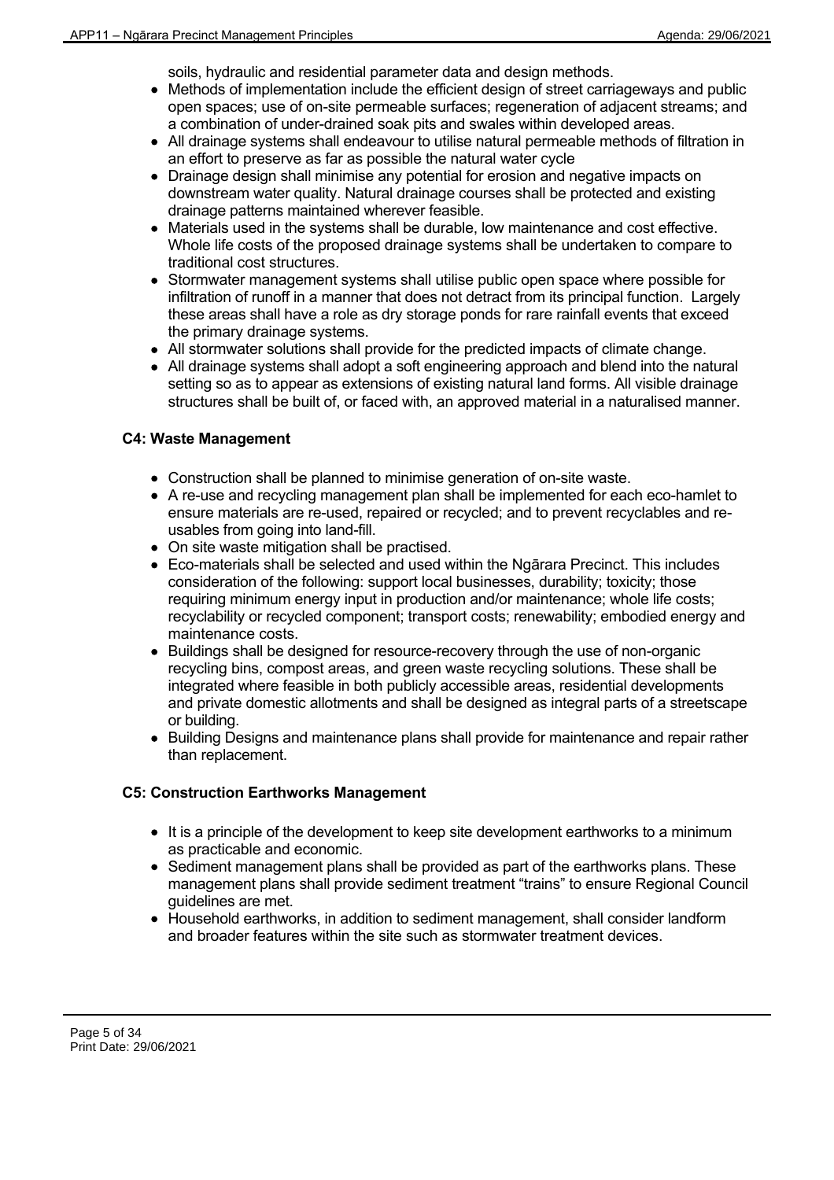soils, hydraulic and residential parameter data and design methods.

- Methods of implementation include the efficient design of street carriageways and public open spaces; use of on-site permeable surfaces; regeneration of adjacent streams; and a combination of under-drained soak pits and swales within developed areas.
- All drainage systems shall endeavour to utilise natural permeable methods of filtration in an effort to preserve as far as possible the natural water cycle
- Drainage design shall minimise any potential for erosion and negative impacts on downstream water quality. Natural drainage courses shall be protected and existing drainage patterns maintained wherever feasible.
- Materials used in the systems shall be durable, low maintenance and cost effective. Whole life costs of the proposed drainage systems shall be undertaken to compare to traditional cost structures.
- Stormwater management systems shall utilise public open space where possible for infiltration of runoff in a manner that does not detract from its principal function. Largely these areas shall have a role as dry storage ponds for rare rainfall events that exceed the primary drainage systems.
- All stormwater solutions shall provide for the predicted impacts of climate change.
- All drainage systems shall adopt a soft engineering approach and blend into the natural setting so as to appear as extensions of existing natural land forms. All visible drainage structures shall be built of, or faced with, an approved material in a naturalised manner.

### C4: Waste Management

- Construction shall be planned to minimise generation of on-site waste.
- A re-use and recycling management plan shall be implemented for each eco-hamlet to ensure materials are re-used, repaired or recycled; and to prevent recyclables and re-usables from going into land-fill.
- On site waste mitigation shall be practised.
- Eco-materials shall be selected and used within the Ngārara Precinct. This includes consideration of the following: support local businesses, durability; toxicity; those requiring minimum energy input in production and/or maintenance; whole life costs; recyclability or recycled component; transport costs; renewability; embodied energy and maintenance costs.
- Buildings shall be designed for resource-recovery through the use of non-organic recycling bins, compost areas, and green waste recycling solutions. These shall be integrated where feasible in both publicly accessible areas, residential developments and private domestic allotments and shall be designed as integral parts of a streetscape or building.
- Building Designs and maintenance plans shall provide for maintenance and repair rather than replacement.

### C5: Construction Earthworks Management

- It is a principle of the development to keep site development earthworks to a minimum as practicable and economic.
- Sediment management plans shall be provided as part of the earthworks plans. These management plans shall provide sediment treatment "trains" to ensure Regional Council guidelines are met.
- Household earthworks, in addition to sediment management, shall consider landform and broader features within the site such as stormwater treatment devices.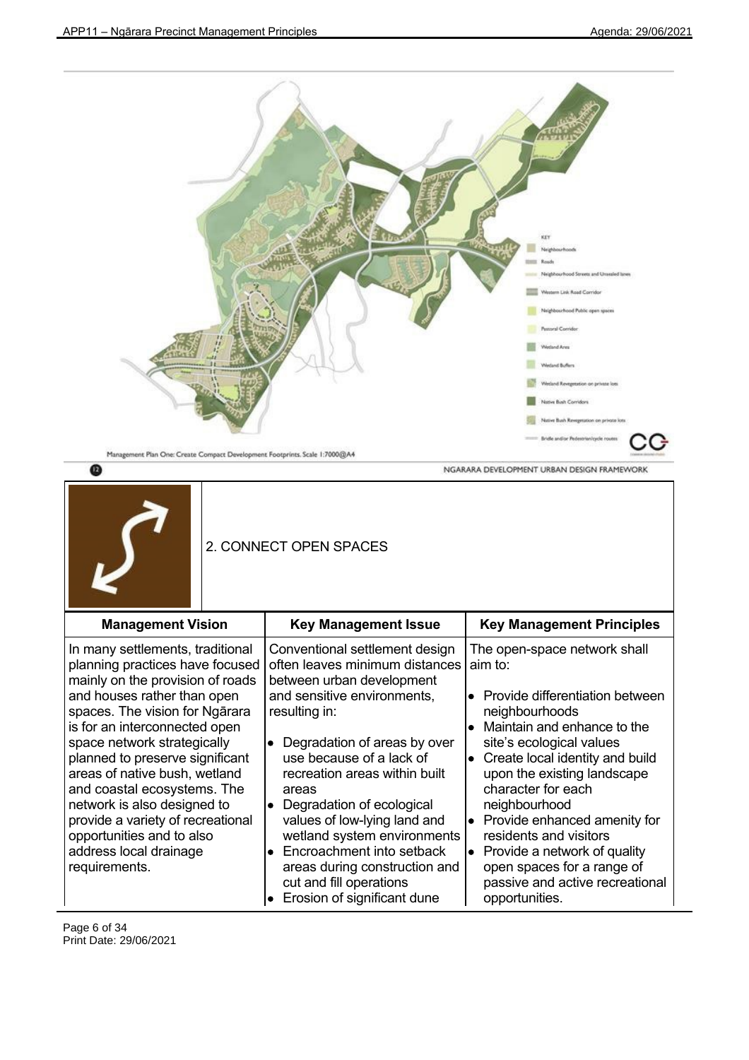KEY

- Neighbourhoods
- Roads
- Neighbourhood Streets and Unsealed lanes
- Western Link Road Corridor
- Neighbourhood Public open spaces
- Pastoral Corridor
- Wetland Area
- Wetland Buffers
- Wetland Revegetation on private lots
- Native Bush Corridors
- Native Bush Revegetation on private lots
- Bridle and/or Pedestrian/cycle routes

Management Plan One: Create Compact Development Footprints. Scale 1:7000@A4

NGARARA DEVELOPMENT URBAN DESIGN FRAMEWORK

## 2. CONNECT OPEN SPACES

| Management Vision | Key Management Issue | Key Management Principles |
|---|---|---|
| In many settlements, traditional planning practices have focused mainly on the provision of roads and houses rather than open spaces. The vision for Ngārara is for an interconnected open space network strategically planned to preserve significant areas of native bush, wetland and coastal ecosystems. The network is also designed to provide a variety of recreational opportunities and to also address local drainage requirements. | Conventional settlement design often leaves minimum distances between urban development and sensitive environments, resulting in:<br>• Degradation of areas by over use because of a lack of recreation areas within built areas<br>• Degradation of ecological values of low-lying land and wetland system environments<br>• Encroachment into setback areas during construction and cut and fill operations<br>• Erosion of significant dune | The open-space network shall aim to:<br>• Provide differentiation between neighbourhoods<br>• Maintain and enhance to the site's ecological values<br>• Create local identity and build upon the existing landscape character for each neighbourhood<br>• Provide enhanced amenity for residents and visitors<br>• Provide a network of quality open spaces for a range of passive and active recreational opportunities. |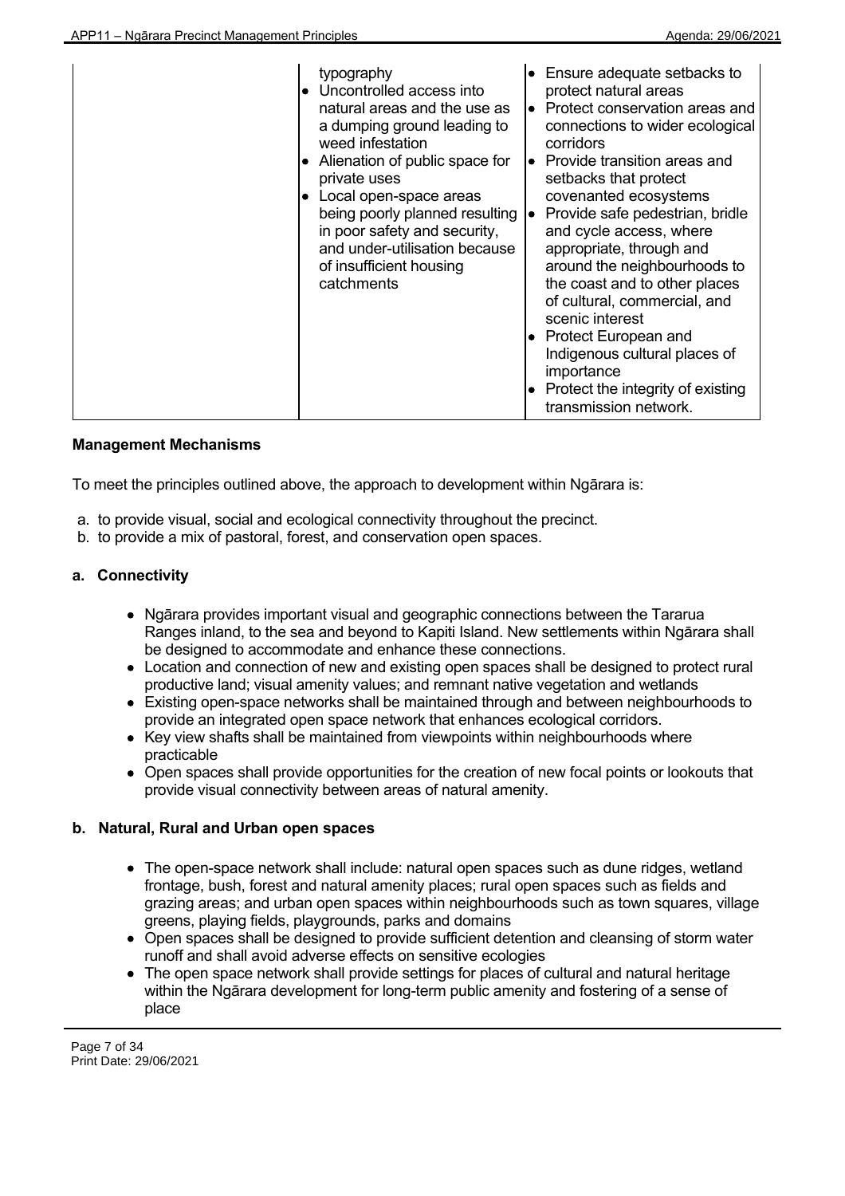| | • typography<br>• Uncontrolled access into natural areas and the use as a dumping ground leading to weed infestation<br>• Alienation of public space for private uses<br>• Local open-space areas being poorly planned resulting in poor safety and security, and under-utilisation because of insufficient housing catchments | • Ensure adequate setbacks to protect natural areas<br>• Protect conservation areas and connections to wider ecological corridors<br>• Provide transition areas and setbacks that protect covenanted ecosystems<br>• Provide safe pedestrian, bridle and cycle access, where appropriate, through and around the neighbourhoods to the coast and to other places of cultural, commercial, and scenic interest<br>• Protect European and Indigenous cultural places of importance<br>• Protect the integrity of existing transmission network. |
|---|---|---|

**Management Mechanisms**

To meet the principles outlined above, the approach to development within Ngārara is:

a. to provide visual, social and ecological connectivity throughout the precinct.
b. to provide a mix of pastoral, forest, and conservation open spaces.

**a. Connectivity**

- Ngārara provides important visual and geographic connections between the Tararua Ranges inland, to the sea and beyond to Kapiti Island. New settlements within Ngārara shall be designed to accommodate and enhance these connections.
- Location and connection of new and existing open spaces shall be designed to protect rural productive land; visual amenity values; and remnant native vegetation and wetlands
- Existing open-space networks shall be maintained through and between neighbourhoods to provide an integrated open space network that enhances ecological corridors.
- Key view shafts shall be maintained from viewpoints within neighbourhoods where practicable
- Open spaces shall provide opportunities for the creation of new focal points or lookouts that provide visual connectivity between areas of natural amenity.

**b. Natural, Rural and Urban open spaces**

- The open-space network shall include: natural open spaces such as dune ridges, wetland frontage, bush, forest and natural amenity places; rural open spaces such as fields and grazing areas; and urban open spaces within neighbourhoods such as town squares, village greens, playing fields, playgrounds, parks and domains
- Open spaces shall be designed to provide sufficient detention and cleansing of storm water runoff and shall avoid adverse effects on sensitive ecologies
- The open space network shall provide settings for places of cultural and natural heritage within the Ngārara development for long-term public amenity and fostering of a sense of place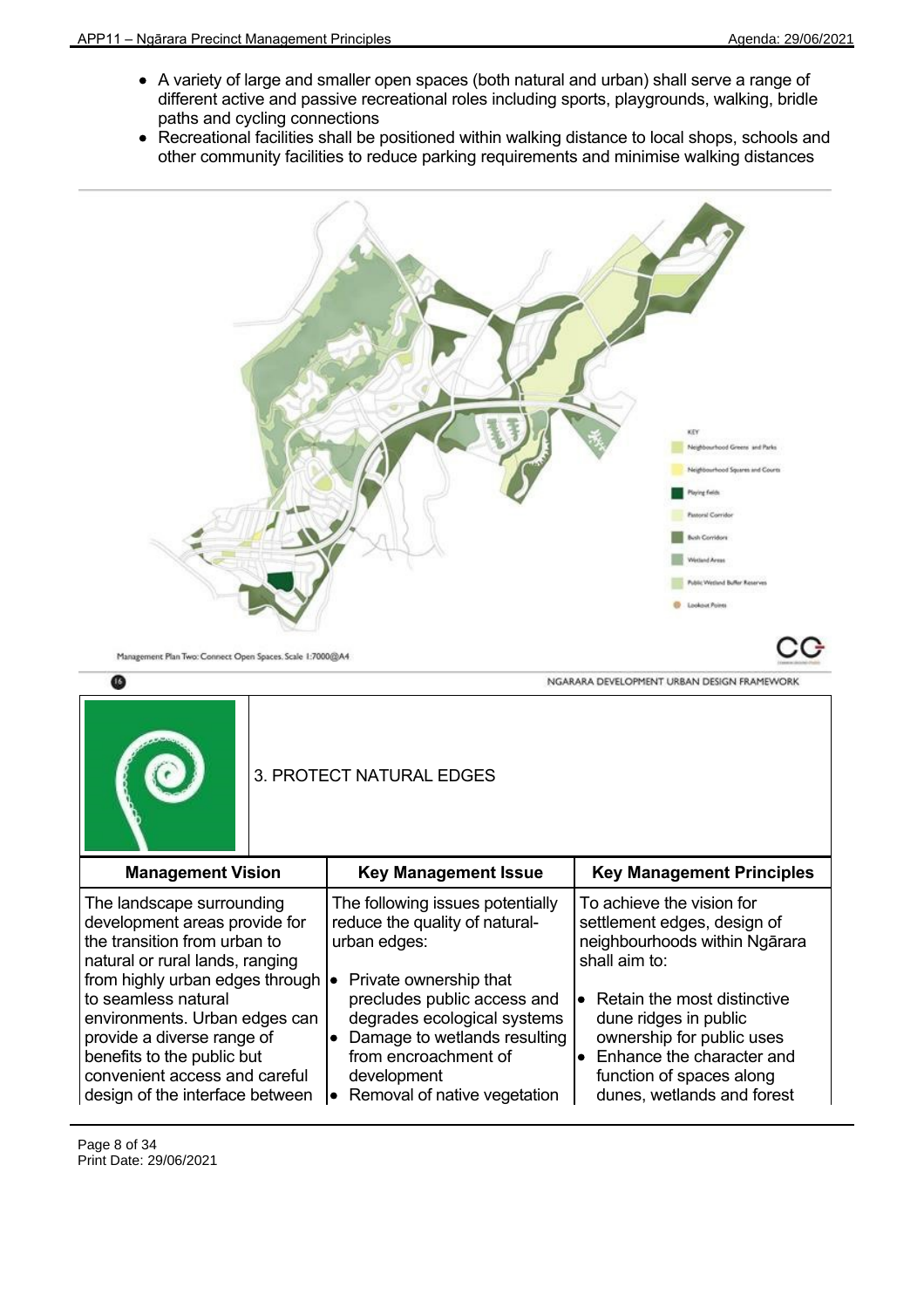- A variety of large and smaller open spaces (both natural and urban) shall serve a range of different active and passive recreational roles including sports, playgrounds, walking, bridle paths and cycling connections
- Recreational facilities shall be positioned within walking distance to local shops, schools and other community facilities to reduce parking requirements and minimise walking distances

KEY

- Neighbourhood Greens and Parks
- Neighbourhood Squares and Courts
- Playing Fields
- Pastoral Corridor
- Bush Corridors
- Wetland Areas
- Public Wetland Buffer Reserves
- Lookout Points

Management Plan Two: Connect Open Spaces. Scale 1:7000@A4

NGARARA DEVELOPMENT URBAN DESIGN FRAMEWORK

## 3. PROTECT NATURAL EDGES

| Management Vision | Key Management Issue | Key Management Principles |
| --- | --- | --- |
| The landscape surrounding development areas provide for the transition from urban to natural or rural lands, ranging from highly urban edges through to seamless natural environments. Urban edges can provide a diverse range of benefits to the public but convenient access and careful design of the interface between | The following issues potentially reduce the quality of natural-urban edges:<br>• Private ownership that precludes public access and degrades ecological systems<br>• Damage to wetlands resulting from encroachment of development<br>• Removal of native vegetation | To achieve the vision for settlement edges, design of neighbourhoods within Ngārara shall aim to:<br>• Retain the most distinctive dune ridges in public ownership for public uses<br>• Enhance the character and function of spaces along dunes, wetlands and forest |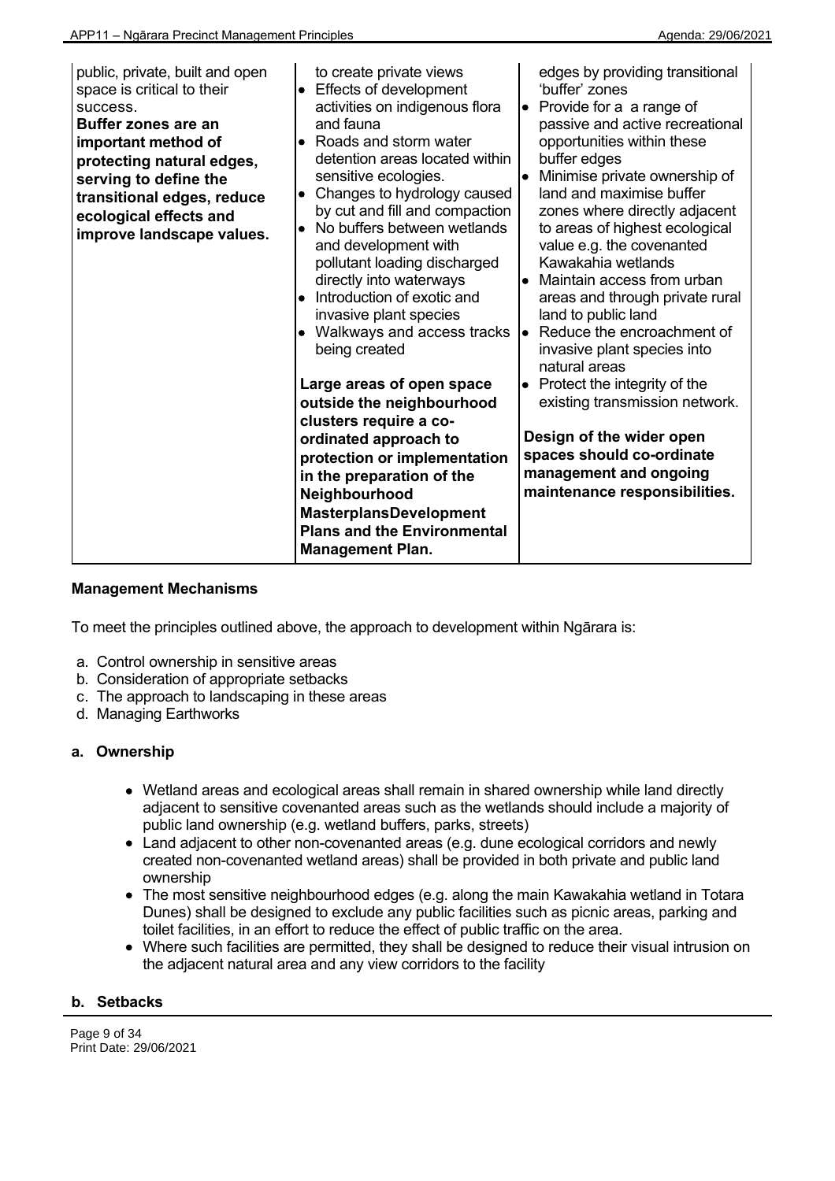| | | |
|---|---|---|
| public, private, built and open space is critical to their success.<br>**Buffer zones are an important method of protecting natural edges, serving to define the transitional edges, reduce ecological effects and improve landscape values.** | to create private views<br>• Effects of development activities on indigenous flora and fauna<br>• Roads and storm water detention areas located within sensitive ecologies.<br>• Changes to hydrology caused by cut and fill and compaction<br>• No buffers between wetlands and development with pollutant loading discharged directly into waterways<br>• Introduction of exotic and invasive plant species<br>• Walkways and access tracks being created<br><br>**Large areas of open space outside the neighbourhood clusters require a co-ordinated approach to protection or implementation in the preparation of the Neighbourhood MasterplansDevelopment Plans and the Environmental Management Plan.** | edges by providing transitional 'buffer' zones<br>• Provide for a a range of passive and active recreational opportunities within these buffer edges<br>• Minimise private ownership of land and maximise buffer zones where directly adjacent to areas of highest ecological value e.g. the covenanted Kawakahia wetlands<br>• Maintain access from urban areas and through private rural land to public land<br>• Reduce the encroachment of invasive plant species into natural areas<br>• Protect the integrity of the existing transmission network.<br><br>**Design of the wider open spaces should co-ordinate management and ongoing maintenance responsibilities.** |

**Management Mechanisms**

To meet the principles outlined above, the approach to development within Ngārara is:

a. Control ownership in sensitive areas
b. Consideration of appropriate setbacks
c. The approach to landscaping in these areas
d. Managing Earthworks

**a. Ownership**

- Wetland areas and ecological areas shall remain in shared ownership while land directly adjacent to sensitive covenanted areas such as the wetlands should include a majority of public land ownership (e.g. wetland buffers, parks, streets)
- Land adjacent to other non-covenanted areas (e.g. dune ecological corridors and newly created non-covenanted wetland areas) shall be provided in both private and public land ownership
- The most sensitive neighbourhood edges (e.g. along the main Kawakahia wetland in Totara Dunes) shall be designed to exclude any public facilities such as picnic areas, parking and toilet facilities, in an effort to reduce the effect of public traffic on the area.
- Where such facilities are permitted, they shall be designed to reduce their visual intrusion on the adjacent natural area and any view corridors to the facility

**b. Setbacks**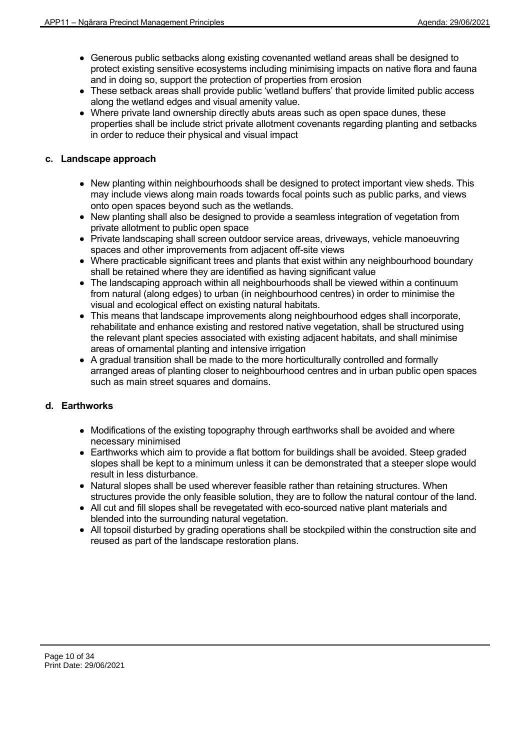- Generous public setbacks along existing covenanted wetland areas shall be designed to protect existing sensitive ecosystems including minimising impacts on native flora and fauna and in doing so, support the protection of properties from erosion
- These setback areas shall provide public 'wetland buffers' that provide limited public access along the wetland edges and visual amenity value.
- Where private land ownership directly abuts areas such as open space dunes, these properties shall be include strict private allotment covenants regarding planting and setbacks in order to reduce their physical and visual impact

### c. Landscape approach

- New planting within neighbourhoods shall be designed to protect important view sheds. This may include views along main roads towards focal points such as public parks, and views onto open spaces beyond such as the wetlands.
- New planting shall also be designed to provide a seamless integration of vegetation from private allotment to public open space
- Private landscaping shall screen outdoor service areas, driveways, vehicle manoeuvring spaces and other improvements from adjacent off-site views
- Where practicable significant trees and plants that exist within any neighbourhood boundary shall be retained where they are identified as having significant value
- The landscaping approach within all neighbourhoods shall be viewed within a continuum from natural (along edges) to urban (in neighbourhood centres) in order to minimise the visual and ecological effect on existing natural habitats.
- This means that landscape improvements along neighbourhood edges shall incorporate, rehabilitate and enhance existing and restored native vegetation, shall be structured using the relevant plant species associated with existing adjacent habitats, and shall minimise areas of ornamental planting and intensive irrigation
- A gradual transition shall be made to the more horticulturally controlled and formally arranged areas of planting closer to neighbourhood centres and in urban public open spaces such as main street squares and domains.

### d. Earthworks

- Modifications of the existing topography through earthworks shall be avoided and where necessary minimised
- Earthworks which aim to provide a flat bottom for buildings shall be avoided. Steep graded slopes shall be kept to a minimum unless it can be demonstrated that a steeper slope would result in less disturbance.
- Natural slopes shall be used wherever feasible rather than retaining structures. When structures provide the only feasible solution, they are to follow the natural contour of the land.
- All cut and fill slopes shall be revegetated with eco-sourced native plant materials and blended into the surrounding natural vegetation.
- All topsoil disturbed by grading operations shall be stockpiled within the construction site and reused as part of the landscape restoration plans.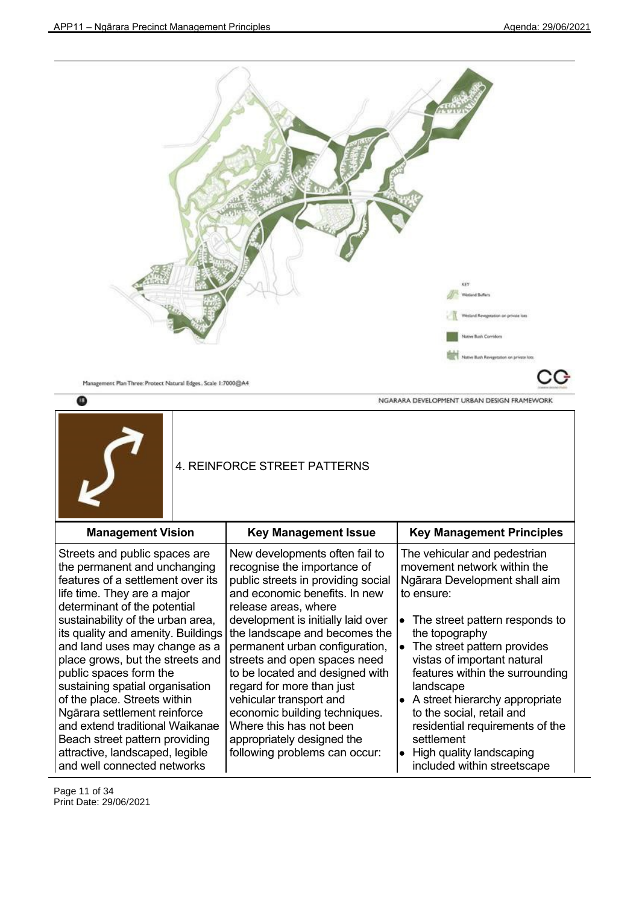Management Plan Three: Protect Natural Edges.. Scale 1:7000@A4

KEY

- Wetland Buffers
- Wetland Revegetation on private lots
- Native Bush Corridors
- Native Bush Revegetation on private lots

NGARARA DEVELOPMENT URBAN DESIGN FRAMEWORK

## 4. REINFORCE STREET PATTERNS

| Management Vision | Key Management Issue | Key Management Principles |
|---|---|---|
| Streets and public spaces are the permanent and unchanging features of a settlement over its life time. They are a major determinant of the potential sustainability of the urban area, its quality and amenity. Buildings and land uses may change as a place grows, but the streets and public spaces form the sustaining spatial organisation of the place. Streets within Ngārara settlement reinforce and extend traditional Waikanae Beach street pattern providing attractive, landscaped, legible and well connected networks | New developments often fail to recognise the importance of public streets in providing social and economic benefits. In new release areas, where development is initially laid over the landscape and becomes the permanent urban configuration, streets and open spaces need to be located and designed with regard for more than just vehicular transport and economic building techniques. Where this has not been appropriately designed the following problems can occur: | The vehicular and pedestrian movement network within the Ngārara Development shall aim to ensure:<br><br>• The street pattern responds to the topography<br>• The street pattern provides vistas of important natural features within the surrounding landscape<br>• A street hierarchy appropriate to the social, retail and residential requirements of the settlement<br>• High quality landscaping included within streetscape |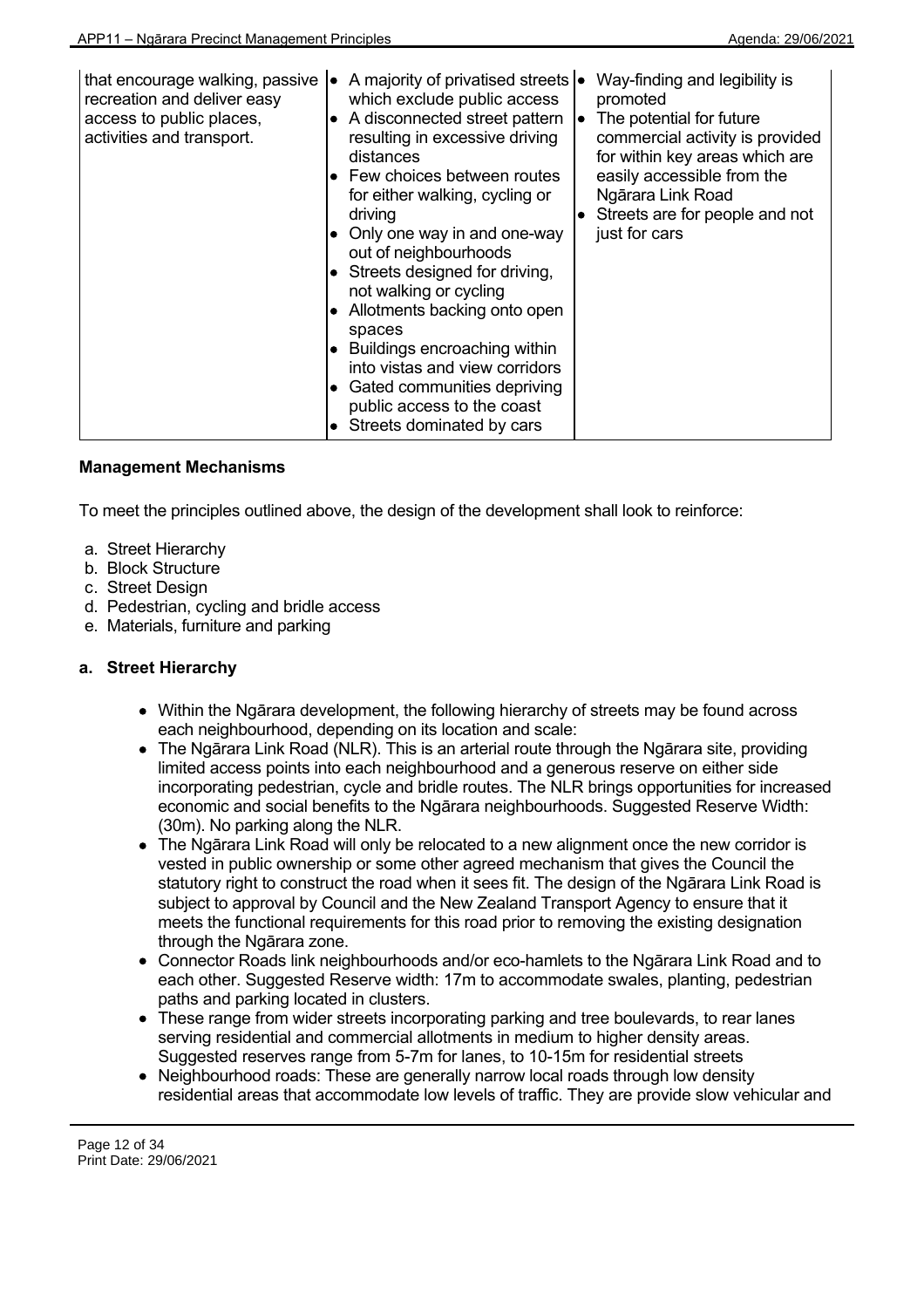| | | |
|---|---|---|
| that encourage walking, passive recreation and deliver easy access to public places, activities and transport. | • A majority of privatised streets which exclude public access<br>• A disconnected street pattern resulting in excessive driving distances<br>• Few choices between routes for either walking, cycling or driving<br>• Only one way in and one-way out of neighbourhoods<br>• Streets designed for driving, not walking or cycling<br>• Allotments backing onto open spaces<br>• Buildings encroaching within into vistas and view corridors<br>• Gated communities depriving public access to the coast<br>• Streets dominated by cars | • Way-finding and legibility is promoted<br>• The potential for future commercial activity is provided for within key areas which are easily accessible from the Ngārara Link Road<br>• Streets are for people and not just for cars |

### Management Mechanisms

To meet the principles outlined above, the design of the development shall look to reinforce:

a. Street Hierarchy
b. Block Structure
c. Street Design
d. Pedestrian, cycling and bridle access
e. Materials, furniture and parking

### a. Street Hierarchy

- Within the Ngārara development, the following hierarchy of streets may be found across each neighbourhood, depending on its location and scale:
- The Ngārara Link Road (NLR). This is an arterial route through the Ngārara site, providing limited access points into each neighbourhood and a generous reserve on either side incorporating pedestrian, cycle and bridle routes. The NLR brings opportunities for increased economic and social benefits to the Ngārara neighbourhoods. Suggested Reserve Width: (30m). No parking along the NLR.
- The Ngārara Link Road will only be relocated to a new alignment once the new corridor is vested in public ownership or some other agreed mechanism that gives the Council the statutory right to construct the road when it sees fit. The design of the Ngārara Link Road is subject to approval by Council and the New Zealand Transport Agency to ensure that it meets the functional requirements for this road prior to removing the existing designation through the Ngārara zone.
- Connector Roads link neighbourhoods and/or eco-hamlets to the Ngārara Link Road and to each other. Suggested Reserve width: 17m to accommodate swales, planting, pedestrian paths and parking located in clusters.
- These range from wider streets incorporating parking and tree boulevards, to rear lanes serving residential and commercial allotments in medium to higher density areas. Suggested reserves range from 5-7m for lanes, to 10-15m for residential streets
- Neighbourhood roads: These are generally narrow local roads through low density residential areas that accommodate low levels of traffic. They are provide slow vehicular and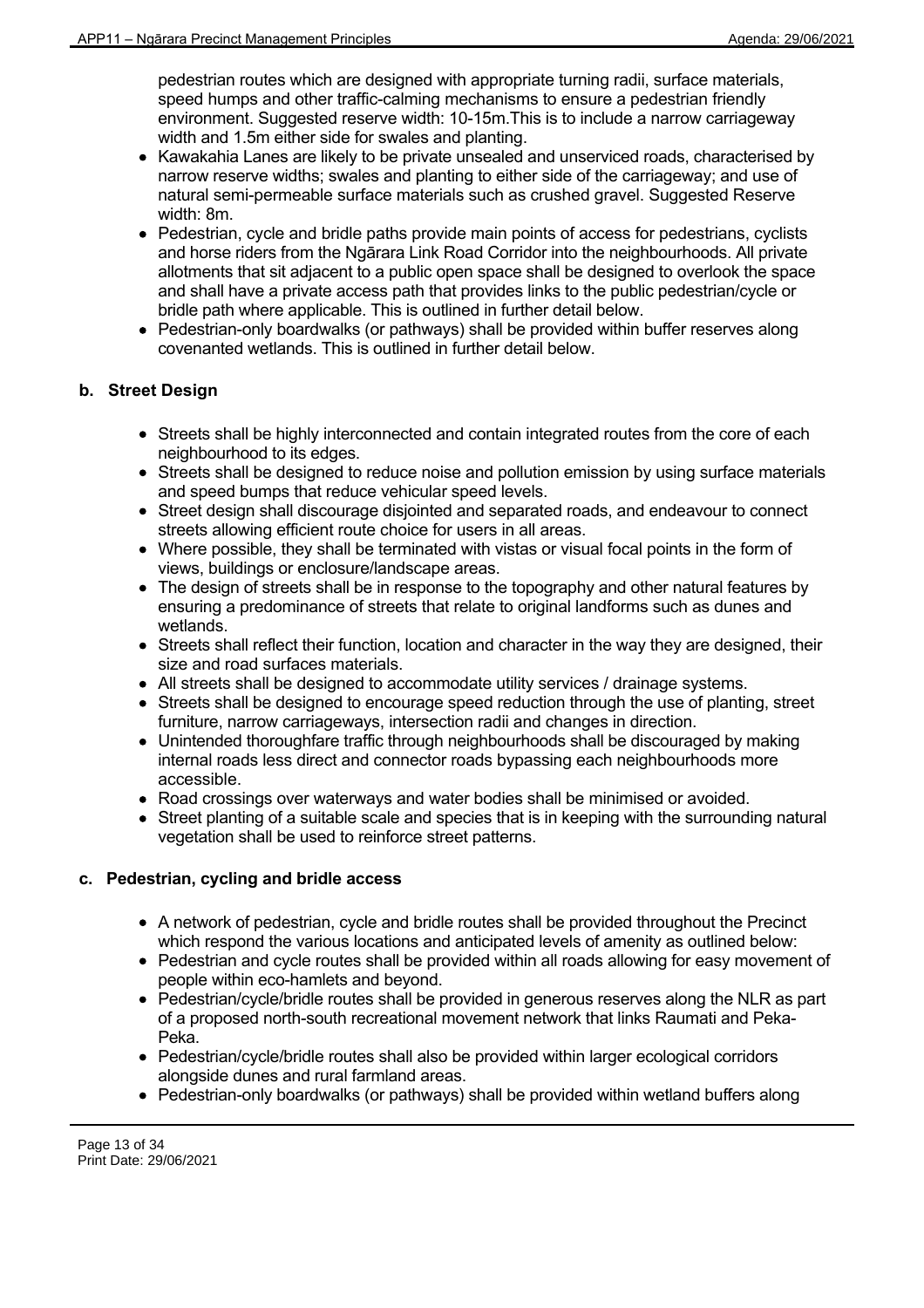pedestrian routes which are designed with appropriate turning radii, surface materials, speed humps and other traffic-calming mechanisms to ensure a pedestrian friendly environment. Suggested reserve width: 10-15m.This is to include a narrow carriageway width and 1.5m either side for swales and planting.

- Kawakahia Lanes are likely to be private unsealed and unserviced roads, characterised by narrow reserve widths; swales and planting to either side of the carriageway; and use of natural semi-permeable surface materials such as crushed gravel. Suggested Reserve width: 8m.
- Pedestrian, cycle and bridle paths provide main points of access for pedestrians, cyclists and horse riders from the Ngārara Link Road Corridor into the neighbourhoods. All private allotments that sit adjacent to a public open space shall be designed to overlook the space and shall have a private access path that provides links to the public pedestrian/cycle or bridle path where applicable. This is outlined in further detail below.
- Pedestrian-only boardwalks (or pathways) shall be provided within buffer reserves along covenanted wetlands. This is outlined in further detail below.

### b. Street Design

- Streets shall be highly interconnected and contain integrated routes from the core of each neighbourhood to its edges.
- Streets shall be designed to reduce noise and pollution emission by using surface materials and speed bumps that reduce vehicular speed levels.
- Street design shall discourage disjointed and separated roads, and endeavour to connect streets allowing efficient route choice for users in all areas.
- Where possible, they shall be terminated with vistas or visual focal points in the form of views, buildings or enclosure/landscape areas.
- The design of streets shall be in response to the topography and other natural features by ensuring a predominance of streets that relate to original landforms such as dunes and wetlands.
- Streets shall reflect their function, location and character in the way they are designed, their size and road surfaces materials.
- All streets shall be designed to accommodate utility services / drainage systems.
- Streets shall be designed to encourage speed reduction through the use of planting, street furniture, narrow carriageways, intersection radii and changes in direction.
- Unintended thoroughfare traffic through neighbourhoods shall be discouraged by making internal roads less direct and connector roads bypassing each neighbourhoods more accessible.
- Road crossings over waterways and water bodies shall be minimised or avoided.
- Street planting of a suitable scale and species that is in keeping with the surrounding natural vegetation shall be used to reinforce street patterns.

### c. Pedestrian, cycling and bridle access

- A network of pedestrian, cycle and bridle routes shall be provided throughout the Precinct which respond the various locations and anticipated levels of amenity as outlined below:
- Pedestrian and cycle routes shall be provided within all roads allowing for easy movement of people within eco-hamlets and beyond.
- Pedestrian/cycle/bridle routes shall be provided in generous reserves along the NLR as part of a proposed north-south recreational movement network that links Raumati and Peka-Peka.
- Pedestrian/cycle/bridle routes shall also be provided within larger ecological corridors alongside dunes and rural farmland areas.
- Pedestrian-only boardwalks (or pathways) shall be provided within wetland buffers along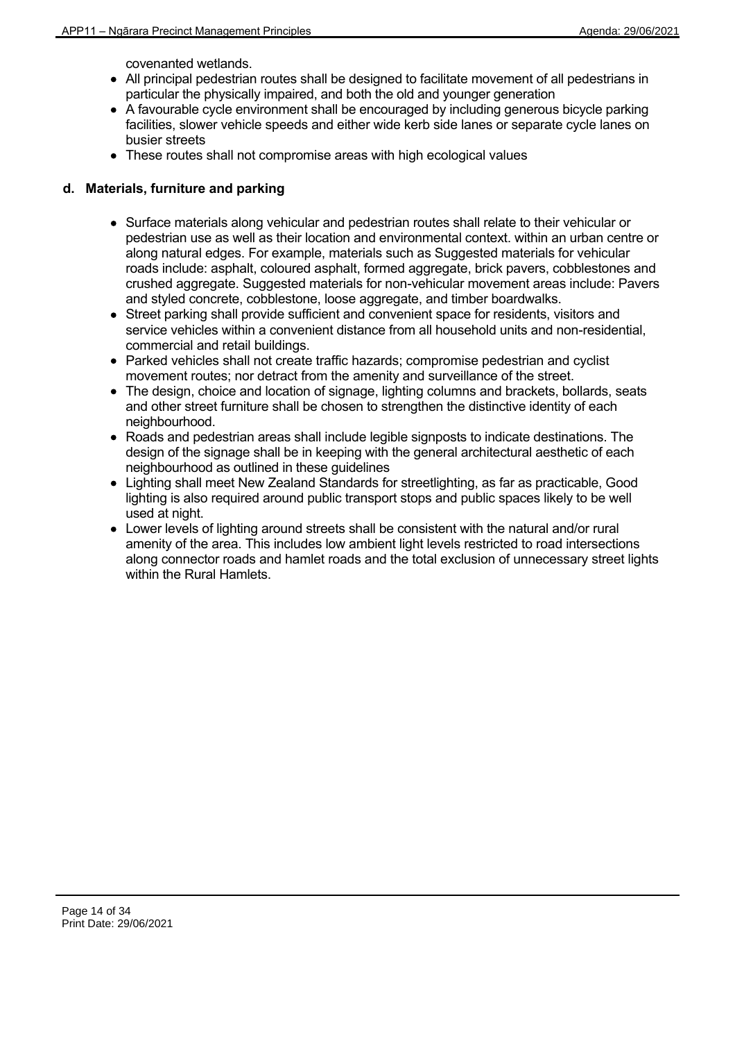covenanted wetlands.

- All principal pedestrian routes shall be designed to facilitate movement of all pedestrians in particular the physically impaired, and both the old and younger generation
- A favourable cycle environment shall be encouraged by including generous bicycle parking facilities, slower vehicle speeds and either wide kerb side lanes or separate cycle lanes on busier streets
- These routes shall not compromise areas with high ecological values

**d. Materials, furniture and parking**

- Surface materials along vehicular and pedestrian routes shall relate to their vehicular or pedestrian use as well as their location and environmental context. within an urban centre or along natural edges. For example, materials such as Suggested materials for vehicular roads include: asphalt, coloured asphalt, formed aggregate, brick pavers, cobblestones and crushed aggregate. Suggested materials for non-vehicular movement areas include: Pavers and styled concrete, cobblestone, loose aggregate, and timber boardwalks.
- Street parking shall provide sufficient and convenient space for residents, visitors and service vehicles within a convenient distance from all household units and non-residential, commercial and retail buildings.
- Parked vehicles shall not create traffic hazards; compromise pedestrian and cyclist movement routes; nor detract from the amenity and surveillance of the street.
- The design, choice and location of signage, lighting columns and brackets, bollards, seats and other street furniture shall be chosen to strengthen the distinctive identity of each neighbourhood.
- Roads and pedestrian areas shall include legible signposts to indicate destinations. The design of the signage shall be in keeping with the general architectural aesthetic of each neighbourhood as outlined in these guidelines
- Lighting shall meet New Zealand Standards for streetlighting, as far as practicable, Good lighting is also required around public transport stops and public spaces likely to be well used at night.
- Lower levels of lighting around streets shall be consistent with the natural and/or rural amenity of the area. This includes low ambient light levels restricted to road intersections along connector roads and hamlet roads and the total exclusion of unnecessary street lights within the Rural Hamlets.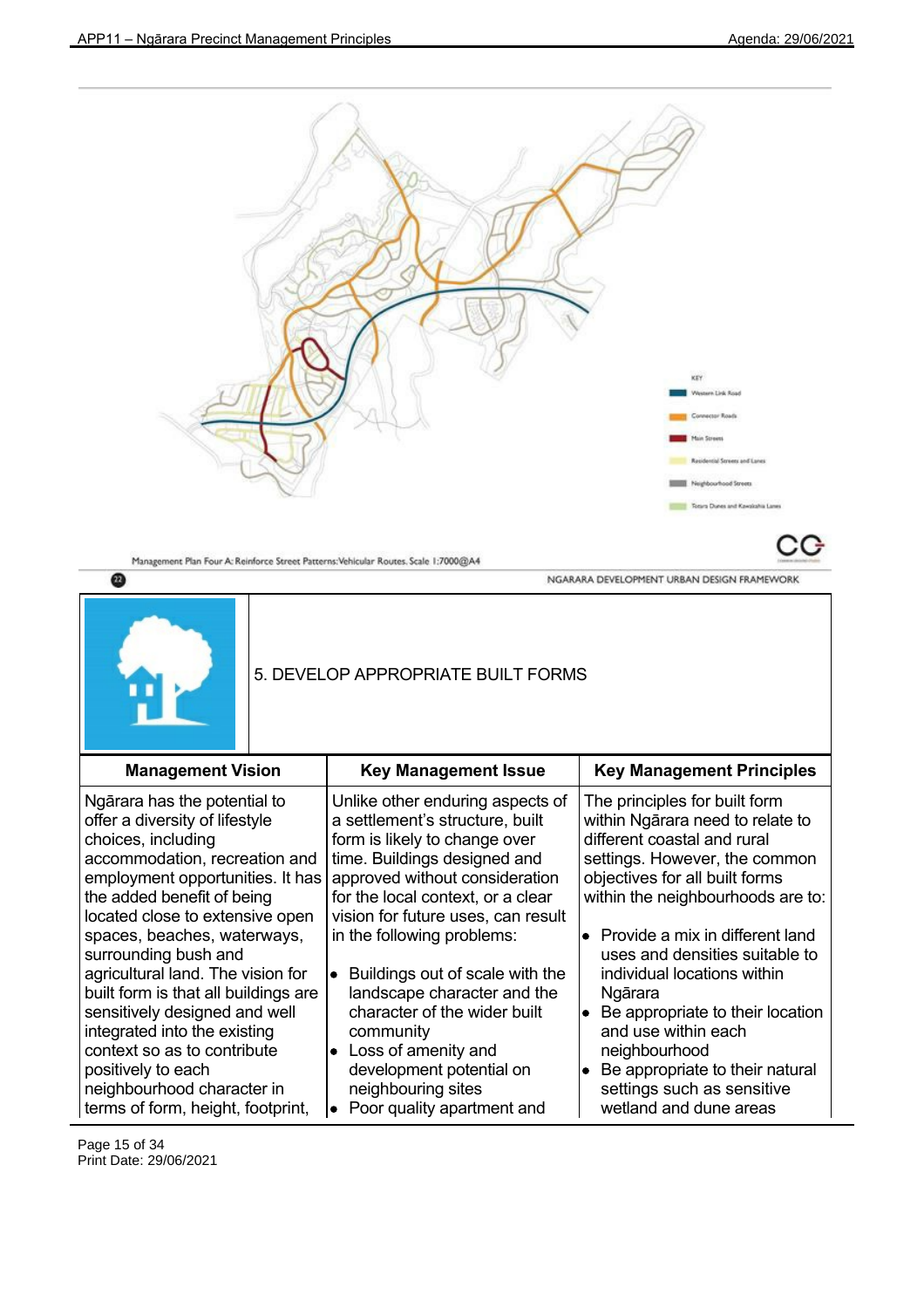KEY

- Western Link Road
- Connector Roads
- Main Streets
- Residential Streets and Lanes
- Neighbourhood Streets
- Totara Dunes and Kawatahia Lanes

Management Plan Four A: Reinforce Street Patterns: Vehicular Routes. Scale 1:7000@A4

NGARARA DEVELOPMENT URBAN DESIGN FRAMEWORK

## 5. DEVELOP APPROPRIATE BUILT FORMS

| Management Vision | Key Management Issue | Key Management Principles |
| --- | --- | --- |
| Ngārara has the potential to offer a diversity of lifestyle choices, including accommodation, recreation and employment opportunities. It has the added benefit of being located close to extensive open spaces, beaches, waterways, surrounding bush and agricultural land. The vision for built form is that all buildings are sensitively designed and well integrated into the existing context so as to contribute positively to each neighbourhood character in terms of form, height, footprint, | Unlike other enduring aspects of a settlement's structure, built form is likely to change over time. Buildings designed and approved without consideration for the local context, or a clear vision for future uses, can result in the following problems:<br><br>• Buildings out of scale with the landscape character and the character of the wider built community<br>• Loss of amenity and development potential on neighbouring sites<br>• Poor quality apartment and | The principles for built form within Ngārara need to relate to different coastal and rural settings. However, the common objectives for all built forms within the neighbourhoods are to:<br><br>• Provide a mix in different land uses and densities suitable to individual locations within Ngārara<br>• Be appropriate to their location and use within each neighbourhood<br>• Be appropriate to their natural settings such as sensitive wetland and dune areas |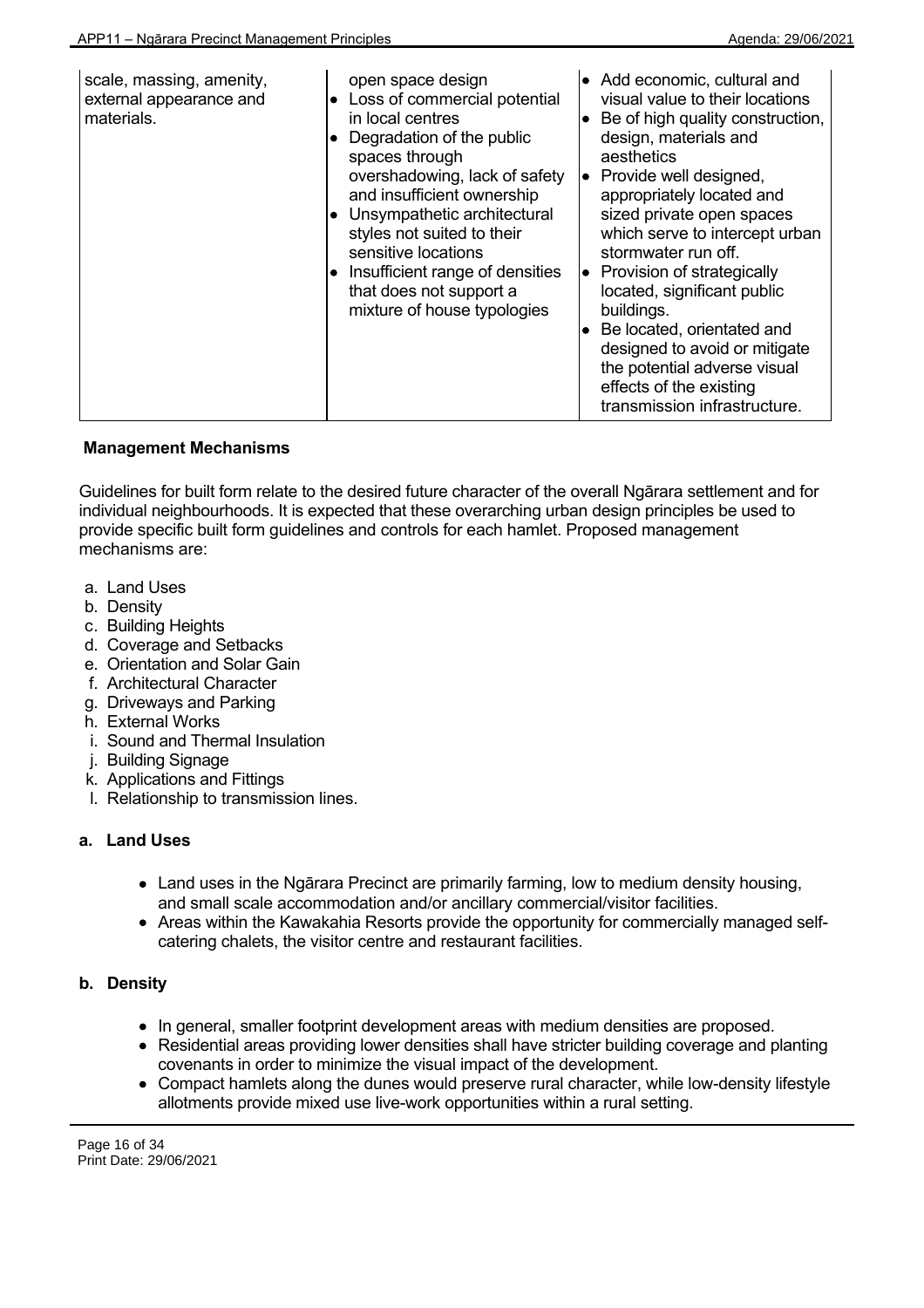| | | |
|---|---|---|
| scale, massing, amenity, external appearance and materials. | open space design<br>• Loss of commercial potential in local centres<br>• Degradation of the public spaces through overshadowing, lack of safety and insufficient ownership<br>• Unsympathetic architectural styles not suited to their sensitive locations<br>• Insufficient range of densities that does not support a mixture of house typologies | • Add economic, cultural and visual value to their locations<br>• Be of high quality construction, design, materials and aesthetics<br>• Provide well designed, appropriately located and sized private open spaces which serve to intercept urban stormwater run off.<br>• Provision of strategically located, significant public buildings.<br>• Be located, orientated and designed to avoid or mitigate the potential adverse visual effects of the existing transmission infrastructure. |

**Management Mechanisms**

Guidelines for built form relate to the desired future character of the overall Ngārara settlement and for individual neighbourhoods. It is expected that these overarching urban design principles be used to provide specific built form guidelines and controls for each hamlet. Proposed management mechanisms are:

a. Land Uses
b. Density
c. Building Heights
d. Coverage and Setbacks
e. Orientation and Solar Gain
f. Architectural Character
g. Driveways and Parking
h. External Works
i. Sound and Thermal Insulation
j. Building Signage
k. Applications and Fittings
l. Relationship to transmission lines.

**a. Land Uses**

- Land uses in the Ngārara Precinct are primarily farming, low to medium density housing, and small scale accommodation and/or ancillary commercial/visitor facilities.
- Areas within the Kawakahia Resorts provide the opportunity for commercially managed self-catering chalets, the visitor centre and restaurant facilities.

**b. Density**

- In general, smaller footprint development areas with medium densities are proposed.
- Residential areas providing lower densities shall have stricter building coverage and planting covenants in order to minimize the visual impact of the development.
- Compact hamlets along the dunes would preserve rural character, while low-density lifestyle allotments provide mixed use live-work opportunities within a rural setting.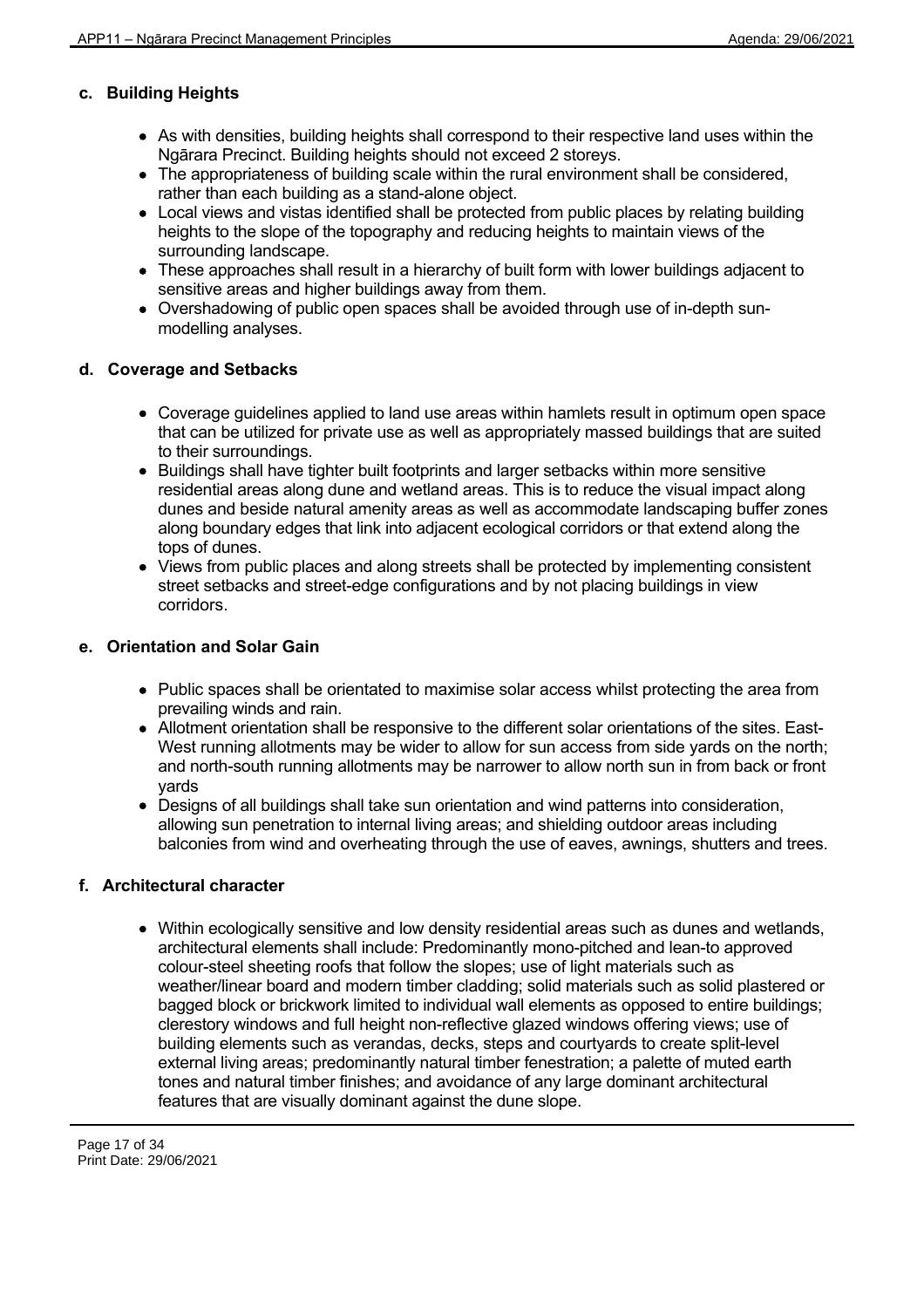### c. Building Heights

- As with densities, building heights shall correspond to their respective land uses within the Ngārara Precinct. Building heights should not exceed 2 storeys.
- The appropriateness of building scale within the rural environment shall be considered, rather than each building as a stand-alone object.
- Local views and vistas identified shall be protected from public places by relating building heights to the slope of the topography and reducing heights to maintain views of the surrounding landscape.
- These approaches shall result in a hierarchy of built form with lower buildings adjacent to sensitive areas and higher buildings away from them.
- Overshadowing of public open spaces shall be avoided through use of in-depth sun-modelling analyses.

### d. Coverage and Setbacks

- Coverage guidelines applied to land use areas within hamlets result in optimum open space that can be utilized for private use as well as appropriately massed buildings that are suited to their surroundings.
- Buildings shall have tighter built footprints and larger setbacks within more sensitive residential areas along dune and wetland areas. This is to reduce the visual impact along dunes and beside natural amenity areas as well as accommodate landscaping buffer zones along boundary edges that link into adjacent ecological corridors or that extend along the tops of dunes.
- Views from public places and along streets shall be protected by implementing consistent street setbacks and street-edge configurations and by not placing buildings in view corridors.

### e. Orientation and Solar Gain

- Public spaces shall be orientated to maximise solar access whilst protecting the area from prevailing winds and rain.
- Allotment orientation shall be responsive to the different solar orientations of the sites. East-West running allotments may be wider to allow for sun access from side yards on the north; and north-south running allotments may be narrower to allow north sun in from back or front yards
- Designs of all buildings shall take sun orientation and wind patterns into consideration, allowing sun penetration to internal living areas; and shielding outdoor areas including balconies from wind and overheating through the use of eaves, awnings, shutters and trees.

### f. Architectural character

- Within ecologically sensitive and low density residential areas such as dunes and wetlands, architectural elements shall include: Predominantly mono-pitched and lean-to approved colour-steel sheeting roofs that follow the slopes; use of light materials such as weather/linear board and modern timber cladding; solid materials such as solid plastered or bagged block or brickwork limited to individual wall elements as opposed to entire buildings; clerestory windows and full height non-reflective glazed windows offering views; use of building elements such as verandas, decks, steps and courtyards to create split-level external living areas; predominantly natural timber fenestration; a palette of muted earth tones and natural timber finishes; and avoidance of any large dominant architectural features that are visually dominant against the dune slope.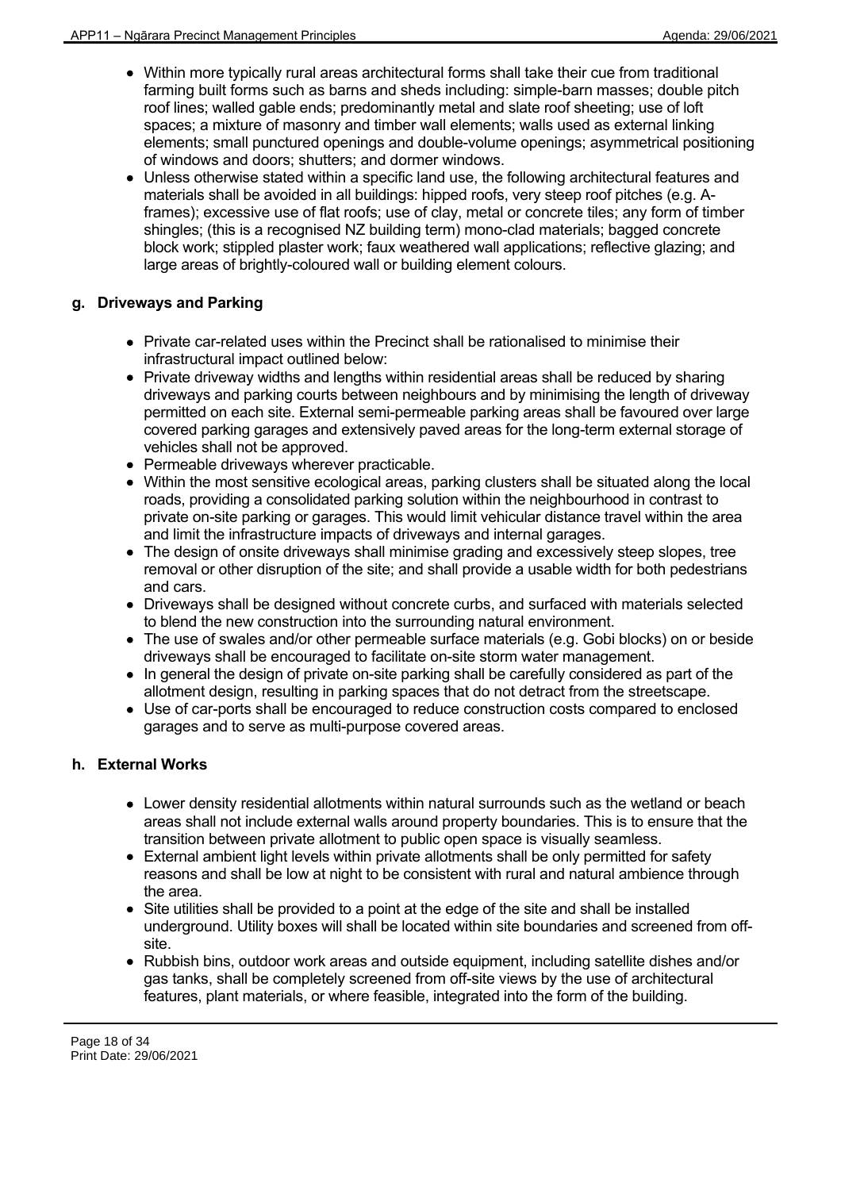- Within more typically rural areas architectural forms shall take their cue from traditional farming built forms such as barns and sheds including: simple-barn masses; double pitch roof lines; walled gable ends; predominantly metal and slate roof sheeting; use of loft spaces; a mixture of masonry and timber wall elements; walls used as external linking elements; small punctured openings and double-volume openings; asymmetrical positioning of windows and doors; shutters; and dormer windows.
- Unless otherwise stated within a specific land use, the following architectural features and materials shall be avoided in all buildings: hipped roofs, very steep roof pitches (e.g. A-frames); excessive use of flat roofs; use of clay, metal or concrete tiles; any form of timber shingles; (this is a recognised NZ building term) mono-clad materials; bagged concrete block work; stippled plaster work; faux weathered wall applications; reflective glazing; and large areas of brightly-coloured wall or building element colours.

## g. Driveways and Parking

- Private car-related uses within the Precinct shall be rationalised to minimise their infrastructural impact outlined below:
- Private driveway widths and lengths within residential areas shall be reduced by sharing driveways and parking courts between neighbours and by minimising the length of driveway permitted on each site. External semi-permeable parking areas shall be favoured over large covered parking garages and extensively paved areas for the long-term external storage of vehicles shall not be approved.
- Permeable driveways wherever practicable.
- Within the most sensitive ecological areas, parking clusters shall be situated along the local roads, providing a consolidated parking solution within the neighbourhood in contrast to private on-site parking or garages. This would limit vehicular distance travel within the area and limit the infrastructure impacts of driveways and internal garages.
- The design of onsite driveways shall minimise grading and excessively steep slopes, tree removal or other disruption of the site; and shall provide a usable width for both pedestrians and cars.
- Driveways shall be designed without concrete curbs, and surfaced with materials selected to blend the new construction into the surrounding natural environment.
- The use of swales and/or other permeable surface materials (e.g. Gobi blocks) on or beside driveways shall be encouraged to facilitate on-site storm water management.
- In general the design of private on-site parking shall be carefully considered as part of the allotment design, resulting in parking spaces that do not detract from the streetscape.
- Use of car-ports shall be encouraged to reduce construction costs compared to enclosed garages and to serve as multi-purpose covered areas.

## h. External Works

- Lower density residential allotments within natural surrounds such as the wetland or beach areas shall not include external walls around property boundaries. This is to ensure that the transition between private allotment to public open space is visually seamless.
- External ambient light levels within private allotments shall be only permitted for safety reasons and shall be low at night to be consistent with rural and natural ambience through the area.
- Site utilities shall be provided to a point at the edge of the site and shall be installed underground. Utility boxes will shall be located within site boundaries and screened from off-site.
- Rubbish bins, outdoor work areas and outside equipment, including satellite dishes and/or gas tanks, shall be completely screened from off-site views by the use of architectural features, plant materials, or where feasible, integrated into the form of the building.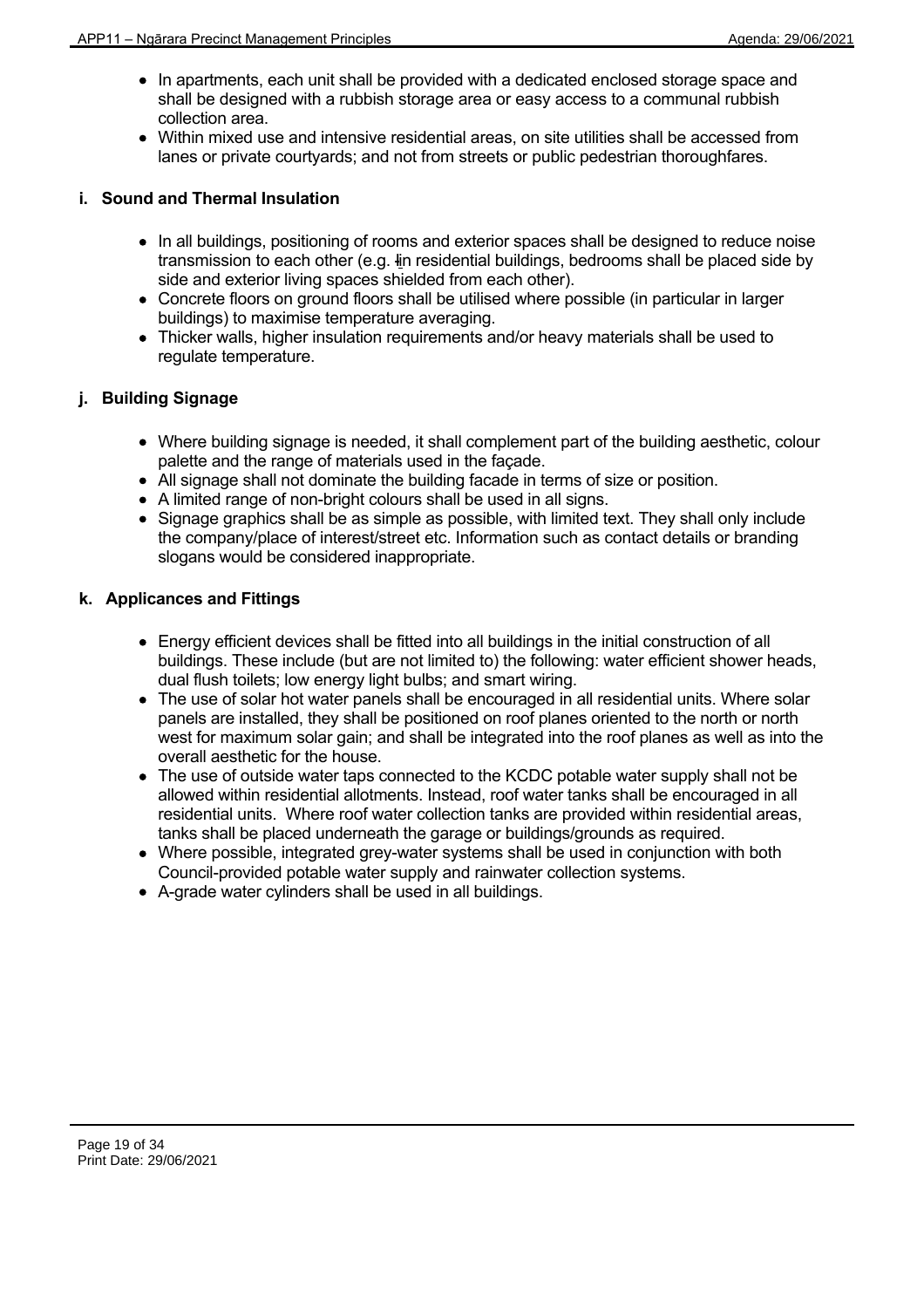- In apartments, each unit shall be provided with a dedicated enclosed storage space and shall be designed with a rubbish storage area or easy access to a communal rubbish collection area.
- Within mixed use and intensive residential areas, on site utilities shall be accessed from lanes or private courtyards; and not from streets or public pedestrian thoroughfares.

### i. Sound and Thermal Insulation

- In all buildings, positioning of rooms and exterior spaces shall be designed to reduce noise transmission to each other (e.g. in residential buildings, bedrooms shall be placed side by side and exterior living spaces shielded from each other).
- Concrete floors on ground floors shall be utilised where possible (in particular in larger buildings) to maximise temperature averaging.
- Thicker walls, higher insulation requirements and/or heavy materials shall be used to regulate temperature.

### j. Building Signage

- Where building signage is needed, it shall complement part of the building aesthetic, colour palette and the range of materials used in the façade.
- All signage shall not dominate the building facade in terms of size or position.
- A limited range of non-bright colours shall be used in all signs.
- Signage graphics shall be as simple as possible, with limited text. They shall only include the company/place of interest/street etc. Information such as contact details or branding slogans would be considered inappropriate.

### k. Applicances and Fittings

- Energy efficient devices shall be fitted into all buildings in the initial construction of all buildings. These include (but are not limited to) the following: water efficient shower heads, dual flush toilets; low energy light bulbs; and smart wiring.
- The use of solar hot water panels shall be encouraged in all residential units. Where solar panels are installed, they shall be positioned on roof planes oriented to the north or north west for maximum solar gain; and shall be integrated into the roof planes as well as into the overall aesthetic for the house.
- The use of outside water taps connected to the KCDC potable water supply shall not be allowed within residential allotments. Instead, roof water tanks shall be encouraged in all residential units. Where roof water collection tanks are provided within residential areas, tanks shall be placed underneath the garage or buildings/grounds as required.
- Where possible, integrated grey-water systems shall be used in conjunction with both Council-provided potable water supply and rainwater collection systems.
- A-grade water cylinders shall be used in all buildings.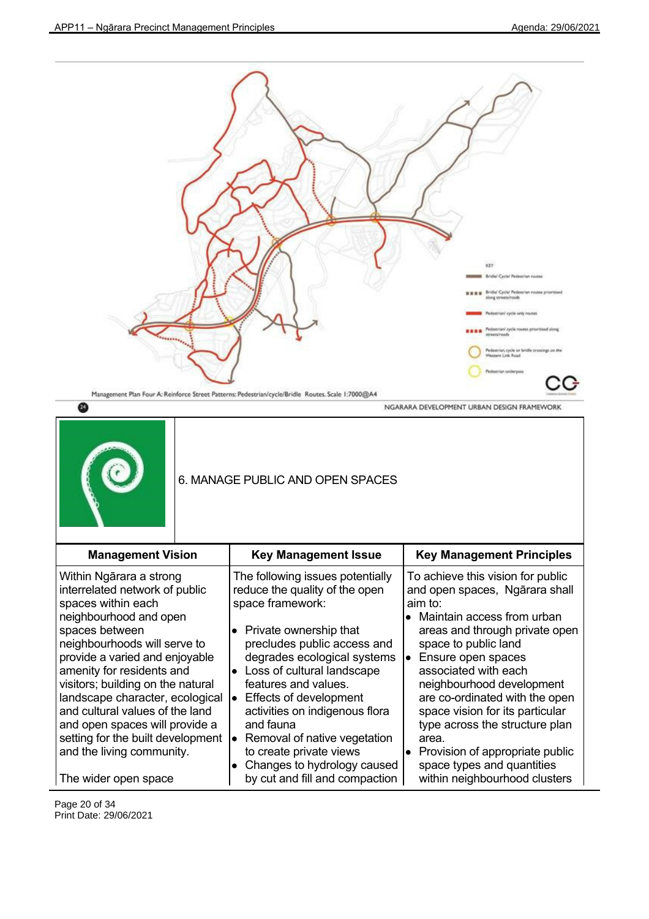Management Plan Four A: Reinforce Street Patterns: Pedestrian/cycle/Bridle Routes. Scale 1:7000@A4

KEY

- Bridle/ Cycle/ Pedestrian routes
- Bridle/ Cycle/ Pedestrian routes prioritised along streets/roads
- Pedestrian/ cycle only routes
- Pedestrian/ cycle routes prioritised along streets/roads
- Pedestrian, cycle or bridle crossings on the Western Link Road
- Pedestrian underpass

NGARARA DEVELOPMENT URBAN DESIGN FRAMEWORK

## 6. MANAGE PUBLIC AND OPEN SPACES

| Management Vision | Key Management Issue | Key Management Principles |
| --- | --- | --- |
| Within Ngārara a strong interrelated network of public spaces within each neighbourhood and open spaces between neighbourhoods will serve to provide a varied and enjoyable amenity for residents and visitors; building on the natural landscape character, ecological and cultural values of the land and open spaces will provide a setting for the built development and the living community.<br><br>The wider open space | The following issues potentially reduce the quality of the open space framework:<br><br>• Private ownership that precludes public access and degrades ecological systems<br>• Loss of cultural landscape features and values.<br>• Effects of development activities on indigenous flora and fauna<br>• Removal of native vegetation to create private views<br>• Changes to hydrology caused by cut and fill and compaction | To achieve this vision for public and open spaces, Ngārara shall aim to:<br>• Maintain access from urban areas and through private open space to public land<br>• Ensure open spaces associated with each neighbourhood development are co-ordinated with the open space vision for its particular type across the structure plan area.<br>• Provision of appropriate public space types and quantities within neighbourhood clusters |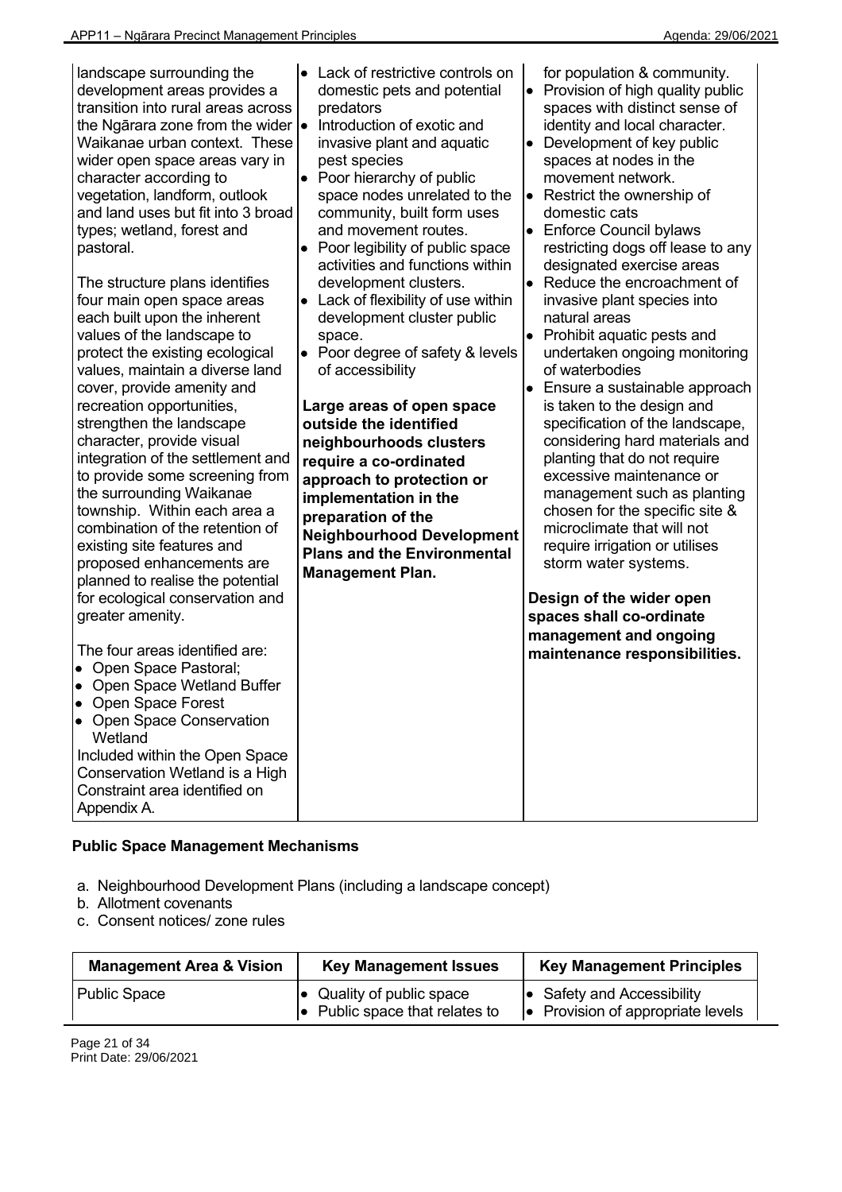| | | |
|---|---|---|
| landscape surrounding the development areas provides a transition into rural areas across the Ngārara zone from the wider Waikanae urban context. These wider open space areas vary in character according to vegetation, landform, outlook and land uses but fit into 3 broad types; wetland, forest and pastoral.<br><br>The structure plans identifies four main open space areas each built upon the inherent values of the landscape to protect the existing ecological values, maintain a diverse land cover, provide amenity and recreation opportunities, strengthen the landscape character, provide visual integration of the settlement and to provide some screening from the surrounding Waikanae township. Within each area a combination of the retention of existing site features and proposed enhancements are planned to realise the potential for ecological conservation and greater amenity.<br><br>The four areas identified are:<br>• Open Space Pastoral;<br>• Open Space Wetland Buffer<br>• Open Space Forest<br>• Open Space Conservation Wetland<br>Included within the Open Space Conservation Wetland is a High Constraint area identified on Appendix A. | • Lack of restrictive controls on domestic pets and potential predators<br>• Introduction of exotic and invasive plant and aquatic pest species<br>• Poor hierarchy of public space nodes unrelated to the community, built form uses and movement routes.<br>• Poor legibility of public space activities and functions within development clusters.<br>• Lack of flexibility of use within development cluster public space.<br>• Poor degree of safety & levels of accessibility<br><br>**Large areas of open space outside the identified neighbourhoods clusters require a co-ordinated approach to protection or implementation in the preparation of the Neighbourhood Development Plans and the Environmental Management Plan.** | for population & community.<br>• Provision of high quality public spaces with distinct sense of identity and local character.<br>• Development of key public spaces at nodes in the movement network.<br>• Restrict the ownership of domestic cats<br>• Enforce Council bylaws restricting dogs off lease to any designated exercise areas<br>• Reduce the encroachment of invasive plant species into natural areas<br>• Prohibit aquatic pests and undertaken ongoing monitoring of waterbodies<br>• Ensure a sustainable approach is taken to the design and specification of the landscape, considering hard materials and planting that do not require excessive maintenance or management such as planting chosen for the specific site & microclimate that will not require irrigation or utilises storm water systems.<br><br>**Design of the wider open spaces shall co-ordinate management and ongoing maintenance responsibilities.** |

**Public Space Management Mechanisms**

a. Neighbourhood Development Plans (including a landscape concept)
b. Allotment covenants
c. Consent notices/ zone rules

| Management Area & Vision | Key Management Issues | Key Management Principles |
|---|---|---|
| Public Space | • Quality of public space<br>• Public space that relates to | • Safety and Accessibility<br>• Provision of appropriate levels |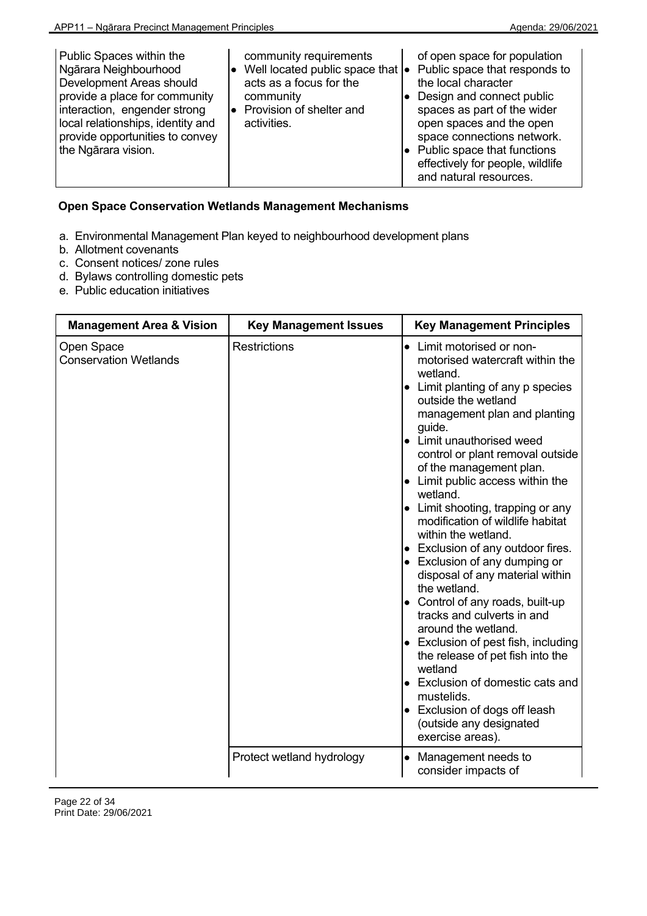| | | |
|---|---|---|
| Public Spaces within the Ngārara Neighbourhood Development Areas should provide a place for community interaction, engender strong local relationships, identity and provide opportunities to convey the Ngārara vision. | community requirements<br>• Well located public space that acts as a focus for the community<br>• Provision of shelter and activities. | of open space for population<br>• Public space that responds to the local character<br>• Design and connect public spaces as part of the wider open spaces and the open space connections network.<br>• Public space that functions effectively for people, wildlife and natural resources. |

**Open Space Conservation Wetlands Management Mechanisms**

a. Environmental Management Plan keyed to neighbourhood development plans
b. Allotment covenants
c. Consent notices/ zone rules
d. Bylaws controlling domestic pets
e. Public education initiatives

| Management Area & Vision | Key Management Issues | Key Management Principles |
|---|---|---|
| Open Space Conservation Wetlands | Restrictions | • Limit motorised or non-motorised watercraft within the wetland.<br>• Limit planting of any p species outside the wetland management plan and planting guide.<br>• Limit unauthorised weed control or plant removal outside of the management plan.<br>• Limit public access within the wetland.<br>• Limit shooting, trapping or any modification of wildlife habitat within the wetland.<br>• Exclusion of any outdoor fires.<br>• Exclusion of any dumping or disposal of any material within the wetland.<br>• Control of any roads, built-up tracks and culverts in and around the wetland.<br>• Exclusion of pest fish, including the release of pet fish into the wetland<br>• Exclusion of domestic cats and mustelids.<br>• Exclusion of dogs off leash (outside any designated exercise areas). |
| | Protect wetland hydrology | • Management needs to consider impacts of |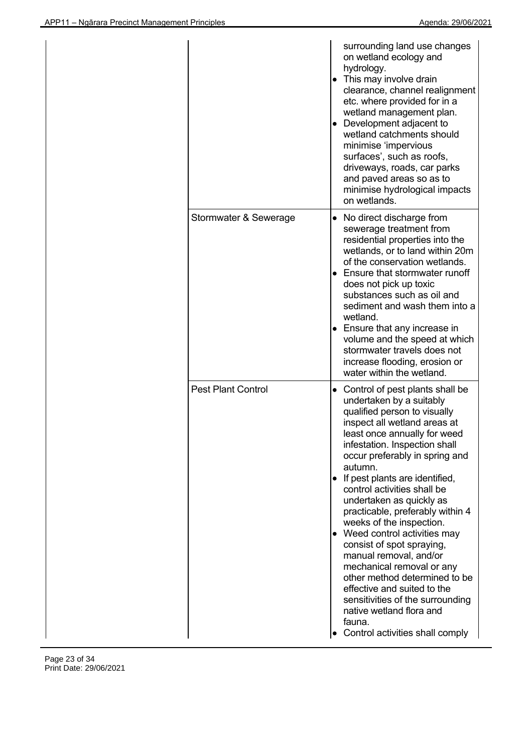| | | |
|---|---|---|
| | | surrounding land use changes on wetland ecology and hydrology.<br>• This may involve drain clearance, channel realignment etc. where provided for in a wetland management plan.<br>• Development adjacent to wetland catchments should minimise 'impervious surfaces', such as roofs, driveways, roads, car parks and paved areas so as to minimise hydrological impacts on wetlands. |
| | Stormwater & Sewerage | • No direct discharge from sewerage treatment from residential properties into the wetlands, or to land within 20m of the conservation wetlands.<br>• Ensure that stormwater runoff does not pick up toxic substances such as oil and sediment and wash them into a wetland.<br>• Ensure that any increase in volume and the speed at which stormwater travels does not increase flooding, erosion or water within the wetland. |
| | Pest Plant Control | • Control of pest plants shall be undertaken by a suitably qualified person to visually inspect all wetland areas at least once annually for weed infestation. Inspection shall occur preferably in spring and autumn.<br>• If pest plants are identified, control activities shall be undertaken as quickly as practicable, preferably within 4 weeks of the inspection.<br>• Weed control activities may consist of spot spraying, manual removal, and/or mechanical removal or any other method determined to be effective and suited to the sensitivities of the surrounding native wetland flora and fauna.<br>• Control activities shall comply |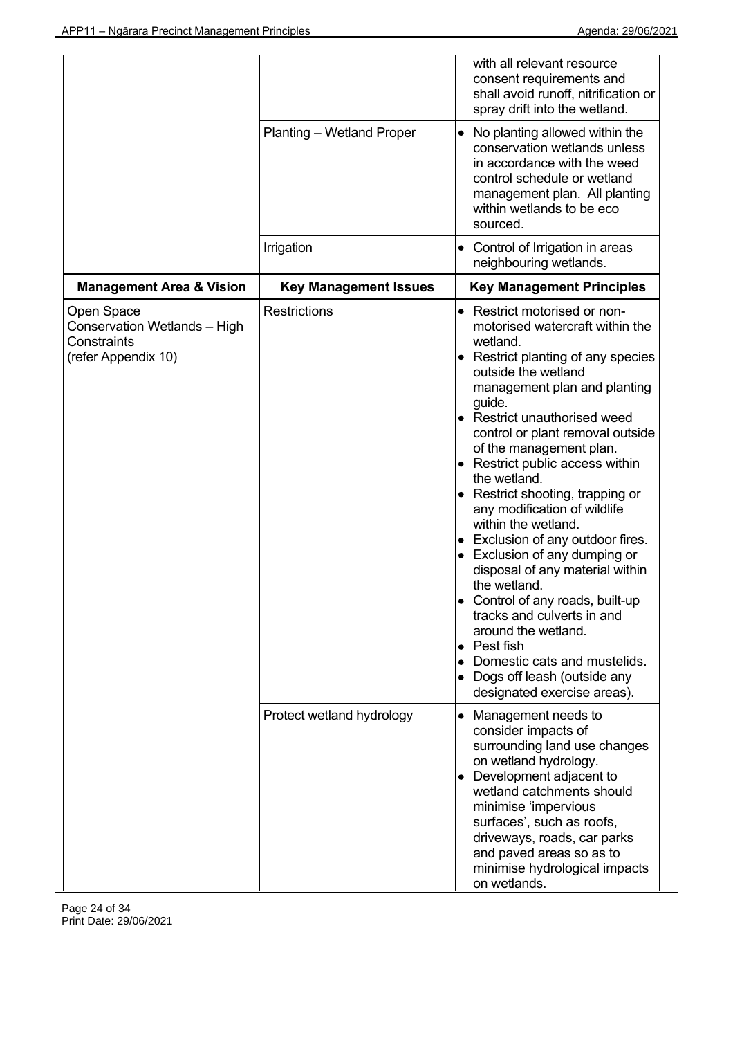| | | |
|---|---|---|
| | | with all relevant resource consent requirements and shall avoid runoff, nitrification or spray drift into the wetland. |
| | Planting – Wetland Proper | • No planting allowed within the conservation wetlands unless in accordance with the weed control schedule or wetland management plan. All planting within wetlands to be eco sourced. |
| | Irrigation | • Control of Irrigation in areas neighbouring wetlands. |
| **Management Area & Vision** | **Key Management Issues** | **Key Management Principles** |
| Open Space Conservation Wetlands – High Constraints (refer Appendix 10) | Restrictions | • Restrict motorised or non-motorised watercraft within the wetland.<br>• Restrict planting of any species outside the wetland management plan and planting guide.<br>• Restrict unauthorised weed control or plant removal outside of the management plan.<br>• Restrict public access within the wetland.<br>• Restrict shooting, trapping or any modification of wildlife within the wetland.<br>• Exclusion of any outdoor fires.<br>• Exclusion of any dumping or disposal of any material within the wetland.<br>• Control of any roads, built-up tracks and culverts in and around the wetland.<br>• Pest fish<br>• Domestic cats and mustelids.<br>• Dogs off leash (outside any designated exercise areas). |
| | Protect wetland hydrology | • Management needs to consider impacts of surrounding land use changes on wetland hydrology.<br>• Development adjacent to wetland catchments should minimise 'impervious surfaces', such as roofs, driveways, roads, car parks and paved areas so as to minimise hydrological impacts on wetlands. |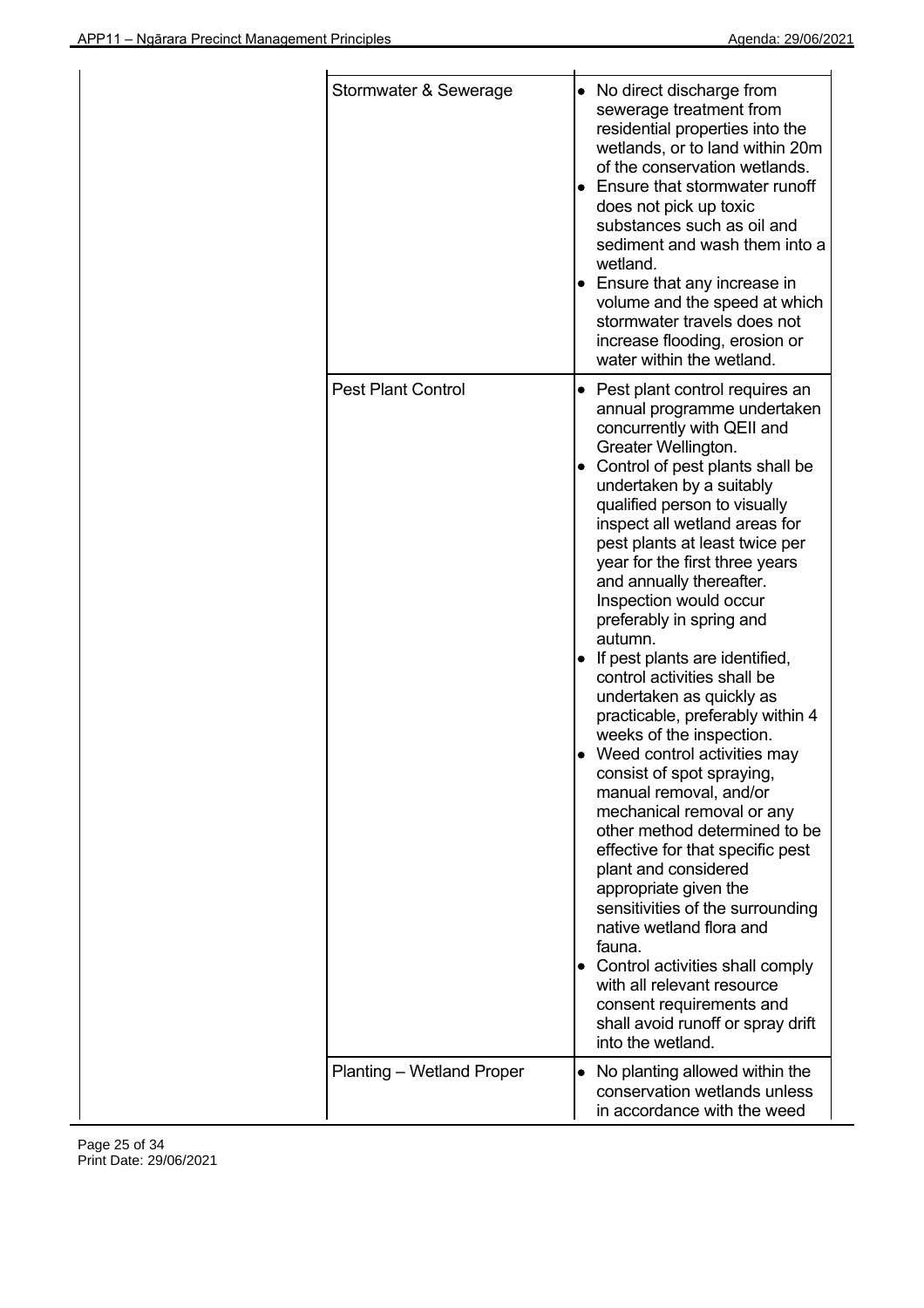| | | |
|---|---|---|
| | Stormwater & Sewerage | • No direct discharge from sewerage treatment from residential properties into the wetlands, or to land within 20m of the conservation wetlands.<br>• Ensure that stormwater runoff does not pick up toxic substances such as oil and sediment and wash them into a wetland.<br>• Ensure that any increase in volume and the speed at which stormwater travels does not increase flooding, erosion or water within the wetland. |
| | Pest Plant Control | • Pest plant control requires an annual programme undertaken concurrently with QEII and Greater Wellington.<br>• Control of pest plants shall be undertaken by a suitably qualified person to visually inspect all wetland areas for pest plants at least twice per year for the first three years and annually thereafter. Inspection would occur preferably in spring and autumn.<br>• If pest plants are identified, control activities shall be undertaken as quickly as practicable, preferably within 4 weeks of the inspection.<br>• Weed control activities may consist of spot spraying, manual removal, and/or mechanical removal or any other method determined to be effective for that specific pest plant and considered appropriate given the sensitivities of the surrounding native wetland flora and fauna.<br>• Control activities shall comply with all relevant resource consent requirements and shall avoid runoff or spray drift into the wetland. |
| | Planting – Wetland Proper | • No planting allowed within the conservation wetlands unless in accordance with the weed |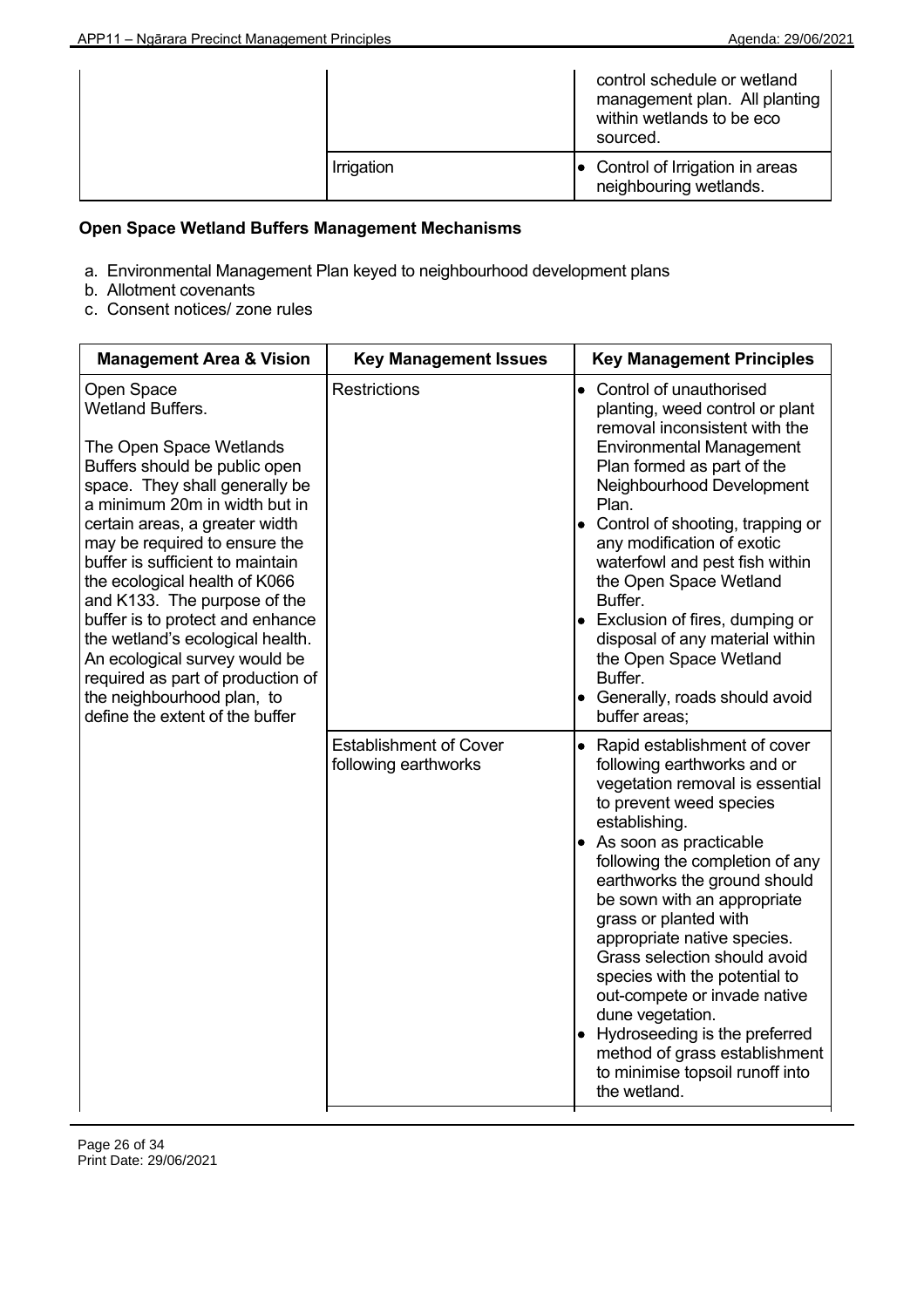| | | |
|---|---|---|
| | | control schedule or wetland management plan. All planting within wetlands to be eco sourced. |
| | Irrigation | • Control of Irrigation in areas neighbouring wetlands. |

**Open Space Wetland Buffers Management Mechanisms**

a. Environmental Management Plan keyed to neighbourhood development plans
b. Allotment covenants
c. Consent notices/ zone rules

| Management Area & Vision | Key Management Issues | Key Management Principles |
|---|---|---|
| Open Space Wetland Buffers.<br><br>The Open Space Wetlands Buffers should be public open space. They shall generally be a minimum 20m in width but in certain areas, a greater width may be required to ensure the buffer is sufficient to maintain the ecological health of K066 and K133. The purpose of the buffer is to protect and enhance the wetland's ecological health. An ecological survey would be required as part of production of the neighbourhood plan, to define the extent of the buffer | Restrictions | • Control of unauthorised planting, weed control or plant removal inconsistent with the Environmental Management Plan formed as part of the Neighbourhood Development Plan.<br>• Control of shooting, trapping or any modification of exotic waterfowl and pest fish within the Open Space Wetland Buffer.<br>• Exclusion of fires, dumping or disposal of any material within the Open Space Wetland Buffer.<br>• Generally, roads should avoid buffer areas; |
| | Establishment of Cover following earthworks | • Rapid establishment of cover following earthworks and or vegetation removal is essential to prevent weed species establishing.<br>• As soon as practicable following the completion of any earthworks the ground should be sown with an appropriate grass or planted with appropriate native species. Grass selection should avoid species with the potential to out-compete or invade native dune vegetation.<br>• Hydroseeding is the preferred method of grass establishment to minimise topsoil runoff into the wetland. |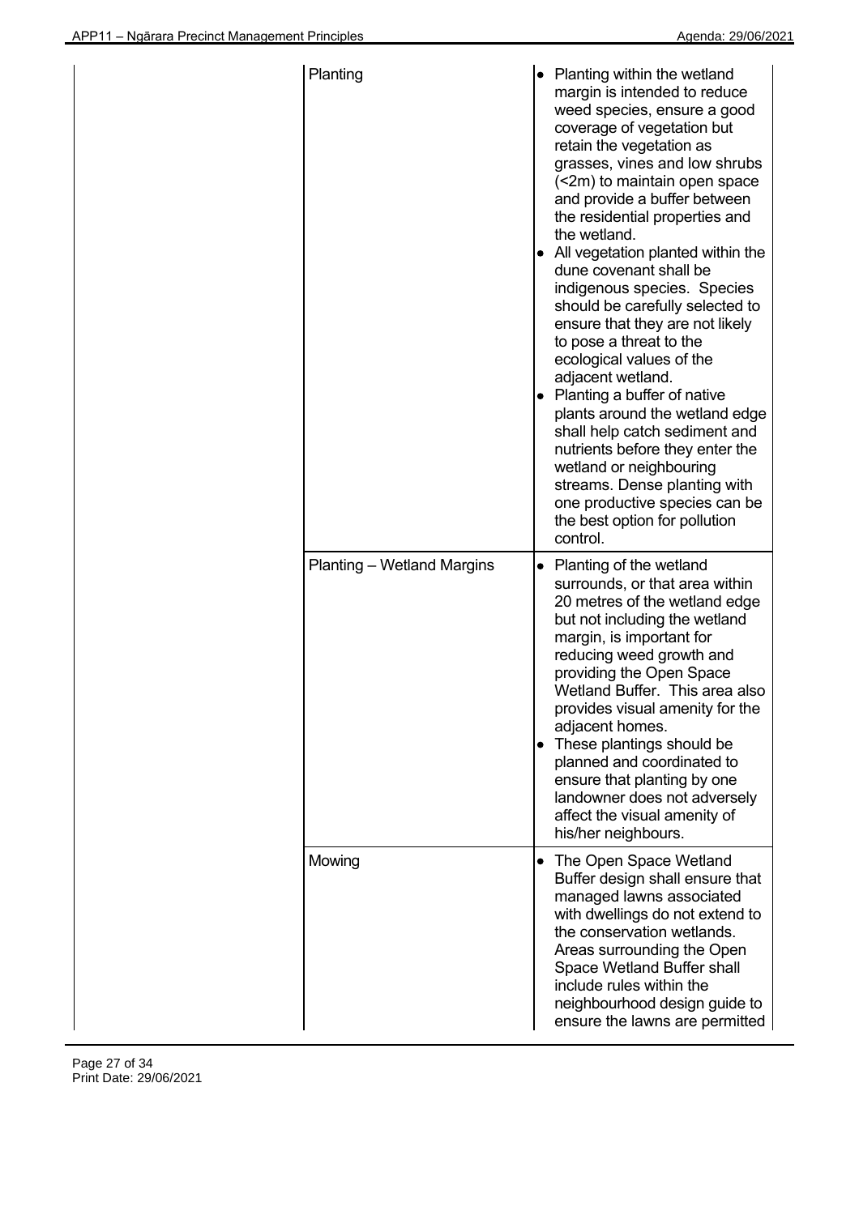|  | Planting | • Planting within the wetland margin is intended to reduce weed species, ensure a good coverage of vegetation but retain the vegetation as grasses, vines and low shrubs (<2m) to maintain open space and provide a buffer between the residential properties and the wetland.<br>• All vegetation planted within the dune covenant shall be indigenous species. Species should be carefully selected to ensure that they are not likely to pose a threat to the ecological values of the adjacent wetland.<br>• Planting a buffer of native plants around the wetland edge shall help catch sediment and nutrients before they enter the wetland or neighbouring streams. Dense planting with one productive species can be the best option for pollution control. |
|---|---|---|
|  | Planting – Wetland Margins | • Planting of the wetland surrounds, or that area within 20 metres of the wetland edge but not including the wetland margin, is important for reducing weed growth and providing the Open Space Wetland Buffer. This area also provides visual amenity for the adjacent homes.<br>• These plantings should be planned and coordinated to ensure that planting by one landowner does not adversely affect the visual amenity of his/her neighbours. |
|  | Mowing | • The Open Space Wetland Buffer design shall ensure that managed lawns associated with dwellings do not extend to the conservation wetlands. Areas surrounding the Open Space Wetland Buffer shall include rules within the neighbourhood design guide to ensure the lawns are permitted |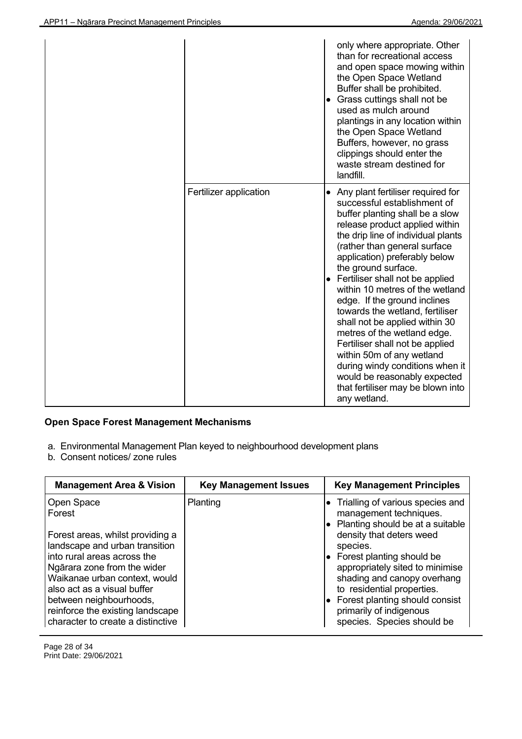| | | |
|---|---|---|
| | | only where appropriate. Other than for recreational access and open space mowing within the Open Space Wetland Buffer shall be prohibited.<br>• Grass cuttings shall not be used as mulch around plantings in any location within the Open Space Wetland Buffers, however, no grass clippings should enter the waste stream destined for landfill. |
| | Fertilizer application | • Any plant fertiliser required for successful establishment of buffer planting shall be a slow release product applied within the drip line of individual plants (rather than general surface application) preferably below the ground surface.<br>• Fertiliser shall not be applied within 10 metres of the wetland edge. If the ground inclines towards the wetland, fertiliser shall not be applied within 30 metres of the wetland edge. Fertiliser shall not be applied within 50m of any wetland during windy conditions when it would be reasonably expected that fertiliser may be blown into any wetland. |

**Open Space Forest Management Mechanisms**

a. Environmental Management Plan keyed to neighbourhood development plans
b. Consent notices/ zone rules

| Management Area & Vision | Key Management Issues | Key Management Principles |
|---|---|---|
| Open Space Forest<br><br>Forest areas, whilst providing a landscape and urban transition into rural areas across the Ngārara zone from the wider Waikanae urban context, would also act as a visual buffer between neighbourhoods, reinforce the existing landscape character to create a distinctive | Planting | • Trialling of various species and management techniques.<br>• Planting should be at a suitable density that deters weed species.<br>• Forest planting should be appropriately sited to minimise shading and canopy overhang to residential properties.<br>• Forest planting should consist primarily of indigenous species. Species should be |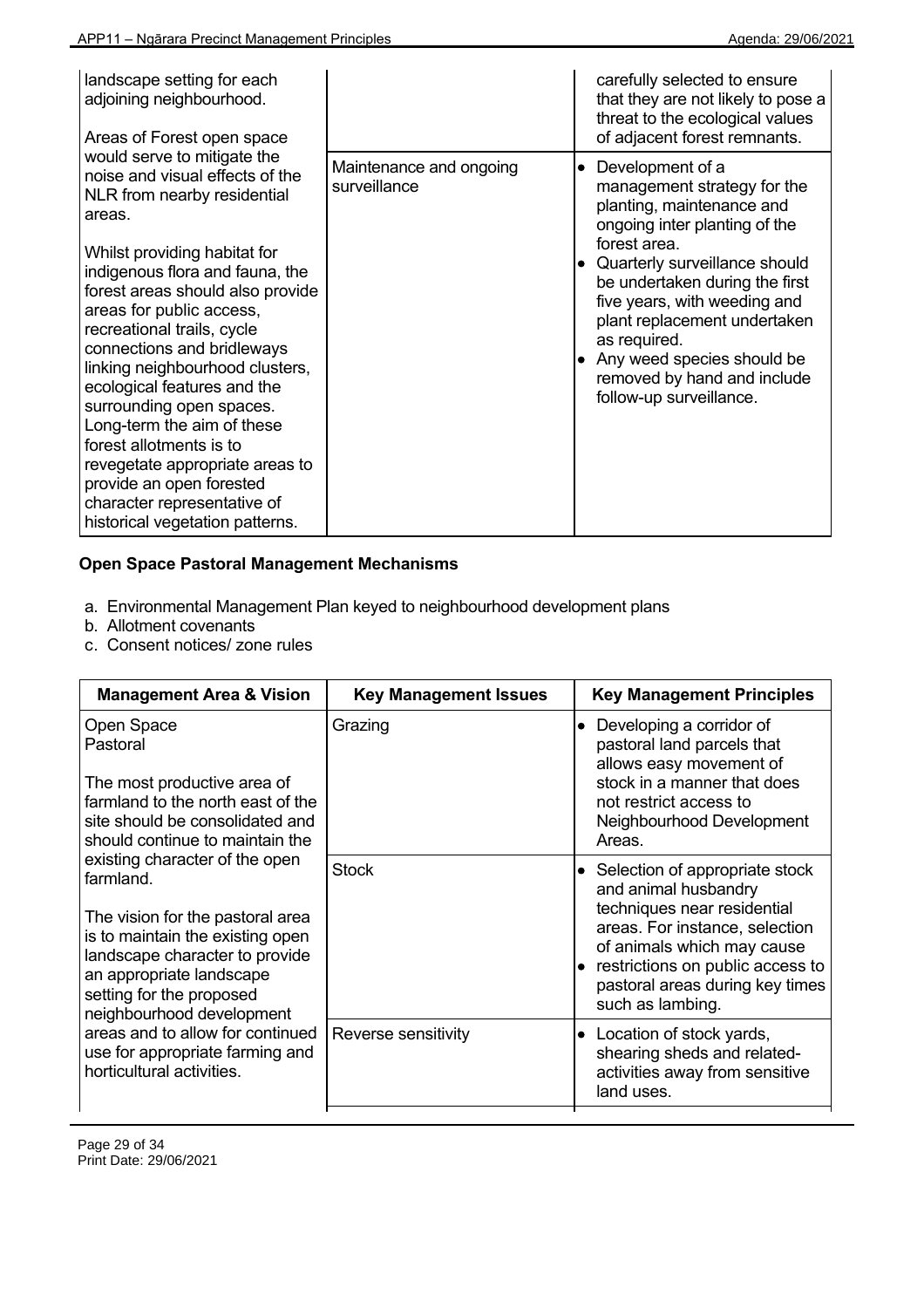| | | |
|---|---|---|
| landscape setting for each adjoining neighbourhood.<br><br>Areas of Forest open space would serve to mitigate the noise and visual effects of the NLR from nearby residential areas.<br><br>Whilst providing habitat for indigenous flora and fauna, the forest areas should also provide areas for public access, recreational trails, cycle connections and bridleways linking neighbourhood clusters, ecological features and the surrounding open spaces. Long-term the aim of these forest allotments is to revegetate appropriate areas to provide an open forested character representative of historical vegetation patterns. | | carefully selected to ensure that they are not likely to pose a threat to the ecological values of adjacent forest remnants. |
| | Maintenance and ongoing surveillance | • Development of a management strategy for the planting, maintenance and ongoing inter planting of the forest area.<br>• Quarterly surveillance should be undertaken during the first five years, with weeding and plant replacement undertaken as required.<br>• Any weed species should be removed by hand and include follow-up surveillance. |

**Open Space Pastoral Management Mechanisms**

a. Environmental Management Plan keyed to neighbourhood development plans
b. Allotment covenants
c. Consent notices/ zone rules

| Management Area & Vision | Key Management Issues | Key Management Principles |
|---|---|---|
| Open Space Pastoral<br><br>The most productive area of farmland to the north east of the site should be consolidated and should continue to maintain the existing character of the open farmland.<br><br>The vision for the pastoral area is to maintain the existing open landscape character to provide an appropriate landscape setting for the proposed neighbourhood development areas and to allow for continued use for appropriate farming and horticultural activities. | Grazing | • Developing a corridor of pastoral land parcels that allows easy movement of stock in a manner that does not restrict access to Neighbourhood Development Areas. |
| | Stock | • Selection of appropriate stock and animal husbandry techniques near residential areas. For instance, selection of animals which may cause<br>• restrictions on public access to pastoral areas during key times such as lambing. |
| | Reverse sensitivity | • Location of stock yards, shearing sheds and related-activities away from sensitive land uses. |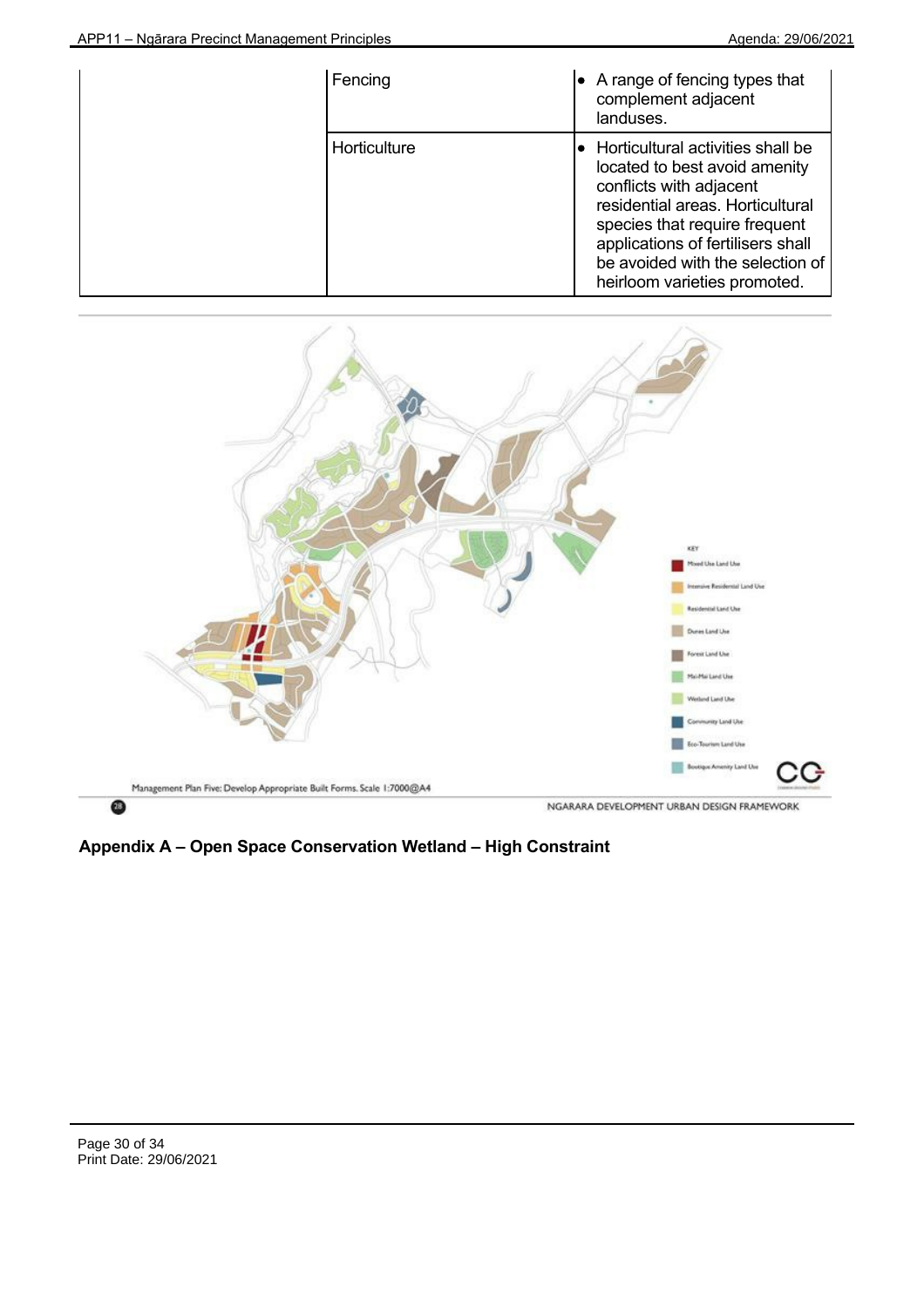|  | Fencing | • A range of fencing types that complement adjacent landuses. |
| --- | --- | --- |
|  | Horticulture | • Horticultural activities shall be located to best avoid amenity conflicts with adjacent residential areas. Horticultural species that require frequent applications of fertilisers shall be avoided with the selection of heirloom varieties promoted. |

KEY

- Mixed Use Land Use
- Intensive Residential Land Use
- Residential Land Use
- Dunes Land Use
- Forest Land Use
- Mai-Mai Land Use
- Wetland Land Use
- Community Land Use
- Eco-Tourism Land Use
- Boutique Amenity Land Use

Management Plan Five: Develop Appropriate Built Forms. Scale 1:7000@A4

NGARARA DEVELOPMENT URBAN DESIGN FRAMEWORK

**Appendix A – Open Space Conservation Wetland – High Constraint**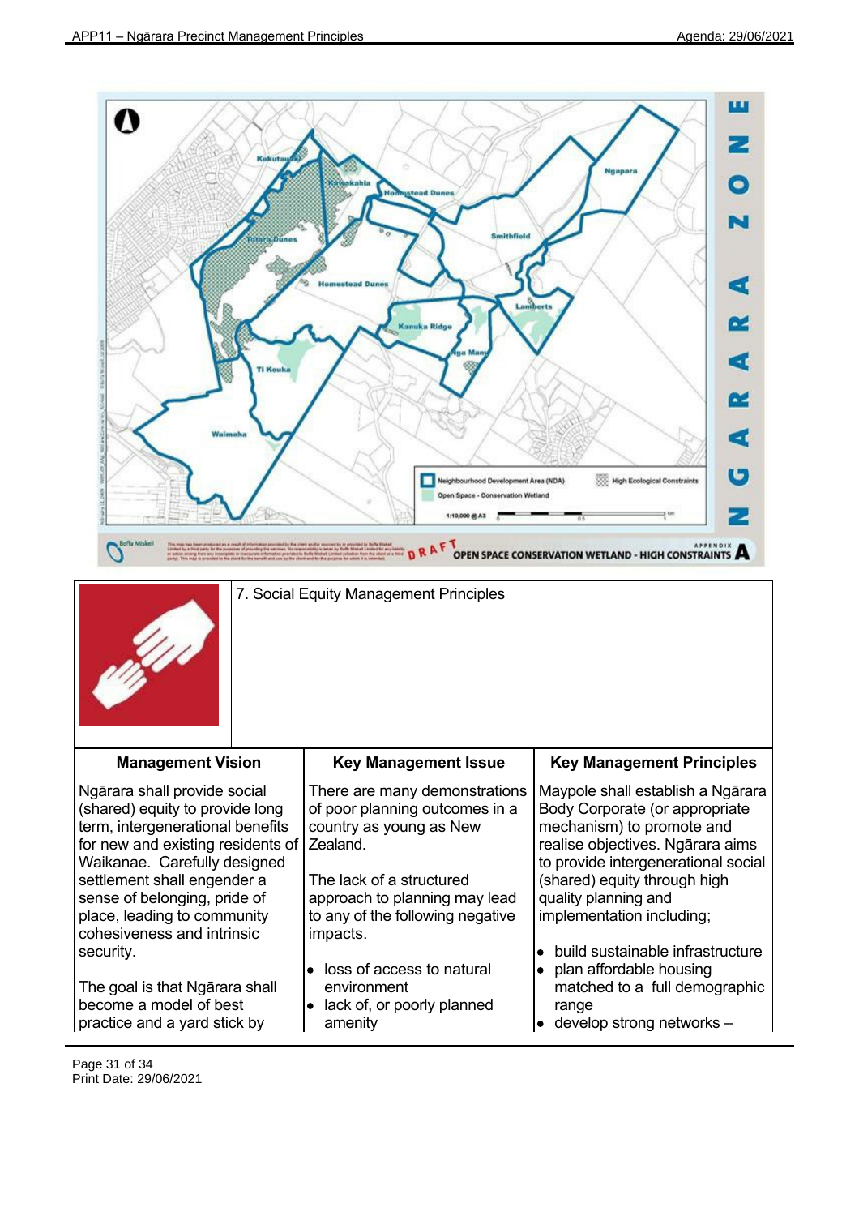## 7. Social Equity Management Principles

| Management Vision | Key Management Issue | Key Management Principles |
| --- | --- | --- |
| Ngārara shall provide social (shared) equity to provide long term, intergenerational benefits for new and existing residents of Waikanae. Carefully designed settlement shall engender a sense of belonging, pride of place, leading to community cohesiveness and intrinsic security.<br><br>The goal is that Ngārara shall become a model of best practice and a yard stick by | There are many demonstrations of poor planning outcomes in a country as young as New Zealand.<br><br>The lack of a structured approach to planning may lead to any of the following negative impacts.<br><br>• loss of access to natural environment<br>• lack of, or poorly planned amenity | Maypole shall establish a Ngārara Body Corporate (or appropriate mechanism) to promote and realise objectives. Ngārara aims to provide intergenerational social (shared) equity through high quality planning and implementation including;<br><br>• build sustainable infrastructure<br>• plan affordable housing matched to a full demographic range<br>• develop strong networks – |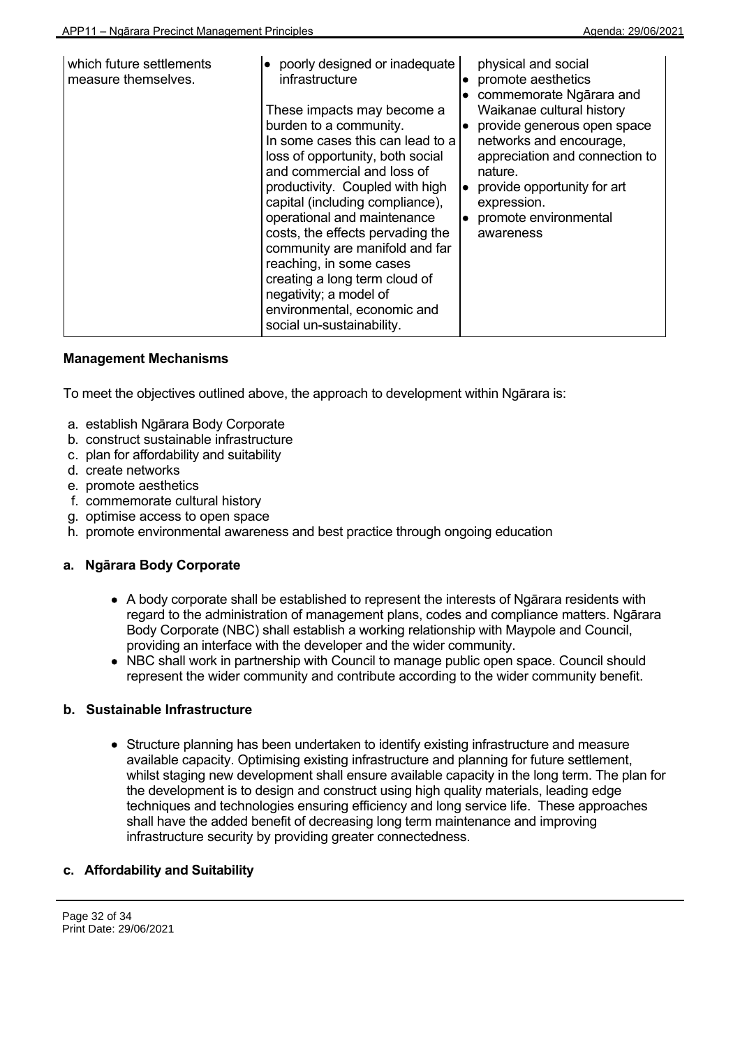| | | |
|---|---|---|
| which future settlements measure themselves. | • poorly designed or inadequate infrastructure<br><br>These impacts may become a burden to a community. In some cases this can lead to a loss of opportunity, both social and commercial and loss of productivity. Coupled with high capital (including compliance), operational and maintenance costs, the effects pervading the community are manifold and far reaching, in some cases creating a long term cloud of negativity; a model of environmental, economic and social un-sustainability. | physical and social<br>• promote aesthetics<br>• commemorate Ngārara and Waikanae cultural history<br>• provide generous open space networks and encourage, appreciation and connection to nature.<br>• provide opportunity for art expression.<br>• promote environmental awareness |

**Management Mechanisms**

To meet the objectives outlined above, the approach to development within Ngārara is:

a. establish Ngārara Body Corporate
b. construct sustainable infrastructure
c. plan for affordability and suitability
d. create networks
e. promote aesthetics
f. commemorate cultural history
g. optimise access to open space
h. promote environmental awareness and best practice through ongoing education

**a. Ngārara Body Corporate**

- A body corporate shall be established to represent the interests of Ngārara residents with regard to the administration of management plans, codes and compliance matters. Ngārara Body Corporate (NBC) shall establish a working relationship with Maypole and Council, providing an interface with the developer and the wider community.
- NBC shall work in partnership with Council to manage public open space. Council should represent the wider community and contribute according to the wider community benefit.

**b. Sustainable Infrastructure**

- Structure planning has been undertaken to identify existing infrastructure and measure available capacity. Optimising existing infrastructure and planning for future settlement, whilst staging new development shall ensure available capacity in the long term. The plan for the development is to design and construct using high quality materials, leading edge techniques and technologies ensuring efficiency and long service life. These approaches shall have the added benefit of decreasing long term maintenance and improving infrastructure security by providing greater connectedness.

**c. Affordability and Suitability**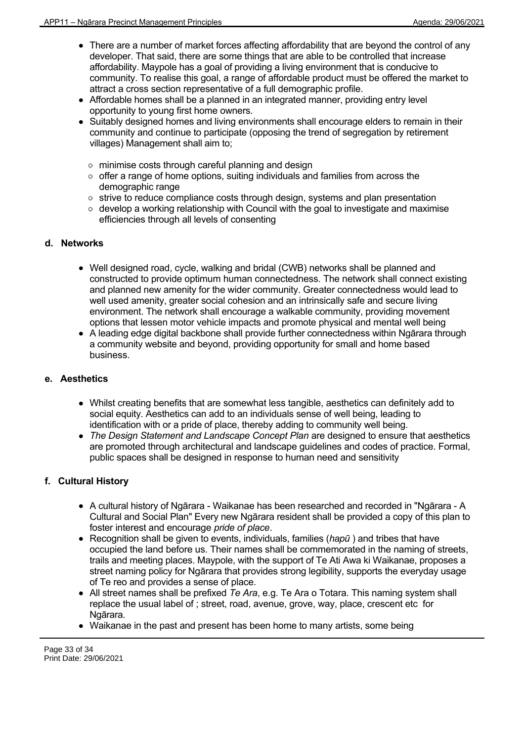- There are a number of market forces affecting affordability that are beyond the control of any developer. That said, there are some things that are able to be controlled that increase affordability. Maypole has a goal of providing a living environment that is conducive to community. To realise this goal, a range of affordable product must be offered the market to attract a cross section representative of a full demographic profile.
- Affordable homes shall be a planned in an integrated manner, providing entry level opportunity to young first home owners.
- Suitably designed homes and living environments shall encourage elders to remain in their community and continue to participate (opposing the trend of segregation by retirement villages) Management shall aim to;
  - minimise costs through careful planning and design
  - offer a range of home options, suiting individuals and families from across the demographic range
  - strive to reduce compliance costs through design, systems and plan presentation
  - develop a working relationship with Council with the goal to investigate and maximise efficiencies through all levels of consenting

### d. Networks

- Well designed road, cycle, walking and bridal (CWB) networks shall be planned and constructed to provide optimum human connectedness. The network shall connect existing and planned new amenity for the wider community. Greater connectedness would lead to well used amenity, greater social cohesion and an intrinsically safe and secure living environment. The network shall encourage a walkable community, providing movement options that lessen motor vehicle impacts and promote physical and mental well being
- A leading edge digital backbone shall provide further connectedness within Ngārara through a community website and beyond, providing opportunity for small and home based business.

### e. Aesthetics

- Whilst creating benefits that are somewhat less tangible, aesthetics can definitely add to social equity. Aesthetics can add to an individuals sense of well being, leading to identification with or a pride of place, thereby adding to community well being.
- *The Design Statement and Landscape Concept Plan* are designed to ensure that aesthetics are promoted through architectural and landscape guidelines and codes of practice. Formal, public spaces shall be designed in response to human need and sensitivity

### f. Cultural History

- A cultural history of Ngārara - Waikanae has been researched and recorded in "Ngārara - A Cultural and Social Plan" Every new Ngārara resident shall be provided a copy of this plan to foster interest and encourage *pride of place*.
- Recognition shall be given to events, individuals, families (*hapū* ) and tribes that have occupied the land before us. Their names shall be commemorated in the naming of streets, trails and meeting places. Maypole, with the support of Te Ati Awa ki Waikanae, proposes a street naming policy for Ngārara that provides strong legibility, supports the everyday usage of Te reo and provides a sense of place.
- All street names shall be prefixed *Te Ara*, e.g. Te Ara o Totara. This naming system shall replace the usual label of ; street, road, avenue, grove, way, place, crescent etc for Ngārara.
- Waikanae in the past and present has been home to many artists, some being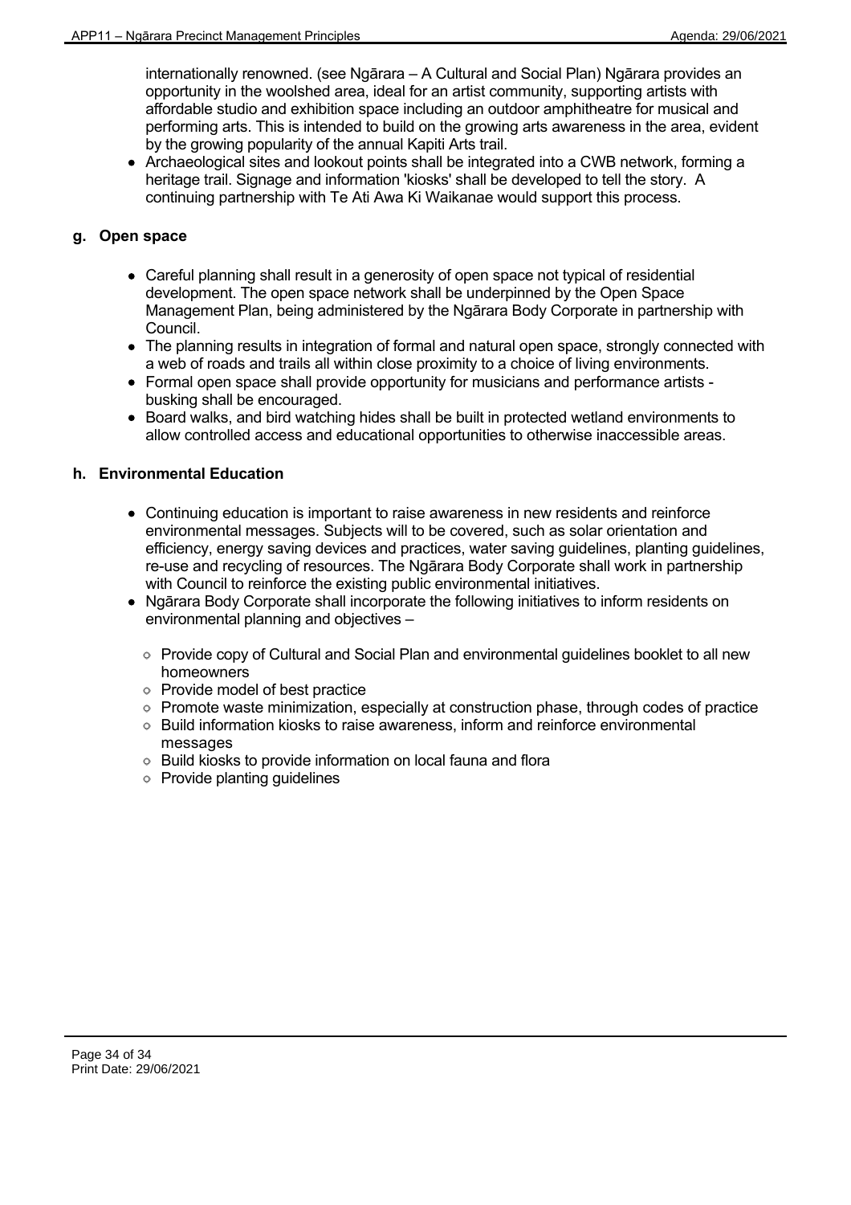internationally renowned. (see Ngārara – A Cultural and Social Plan) Ngārara provides an opportunity in the woolshed area, ideal for an artist community, supporting artists with affordable studio and exhibition space including an outdoor amphitheatre for musical and performing arts. This is intended to build on the growing arts awareness in the area, evident by the growing popularity of the annual Kapiti Arts trail.

- Archaeological sites and lookout points shall be integrated into a CWB network, forming a heritage trail. Signage and information 'kiosks' shall be developed to tell the story. A continuing partnership with Te Ati Awa Ki Waikanae would support this process.

### g. Open space

- Careful planning shall result in a generosity of open space not typical of residential development. The open space network shall be underpinned by the Open Space Management Plan, being administered by the Ngārara Body Corporate in partnership with Council.
- The planning results in integration of formal and natural open space, strongly connected with a web of roads and trails all within close proximity to a choice of living environments.
- Formal open space shall provide opportunity for musicians and performance artists - busking shall be encouraged.
- Board walks, and bird watching hides shall be built in protected wetland environments to allow controlled access and educational opportunities to otherwise inaccessible areas.

### h. Environmental Education

- Continuing education is important to raise awareness in new residents and reinforce environmental messages. Subjects will to be covered, such as solar orientation and efficiency, energy saving devices and practices, water saving guidelines, planting guidelines, re-use and recycling of resources. The Ngārara Body Corporate shall work in partnership with Council to reinforce the existing public environmental initiatives.
- Ngārara Body Corporate shall incorporate the following initiatives to inform residents on environmental planning and objectives –
  - Provide copy of Cultural and Social Plan and environmental guidelines booklet to all new homeowners
  - Provide model of best practice
  - Promote waste minimization, especially at construction phase, through codes of practice
  - Build information kiosks to raise awareness, inform and reinforce environmental messages
  - Build kiosks to provide information on local fauna and flora
  - Provide planting guidelines